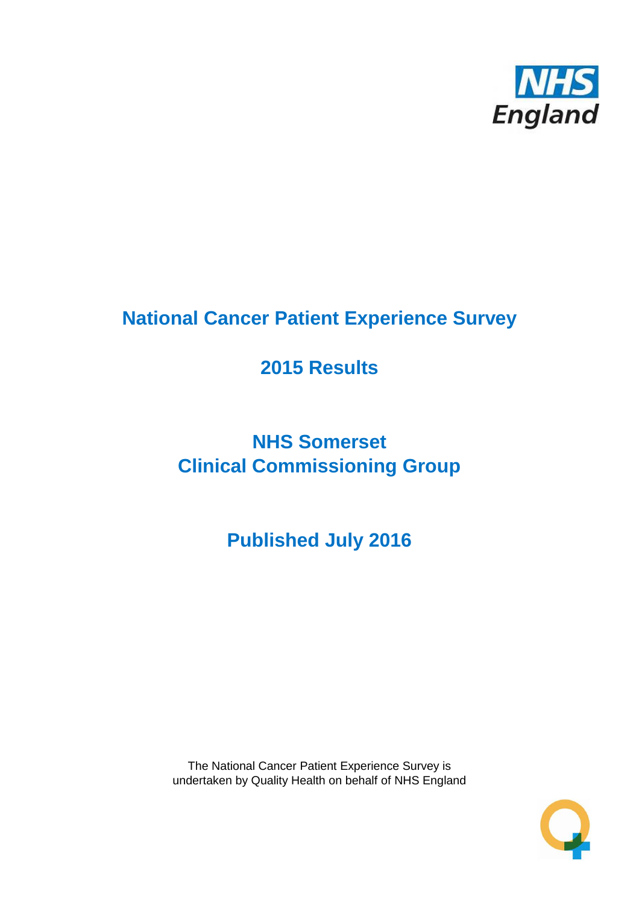NHS England

# National Cancer Patient Experience Survey

## 2015 Results

## NHS Somerset Clinical Commissioning Group

## Published July 2016

The National Cancer Patient Experience Survey is undertaken by Quality Health on behalf of NHS England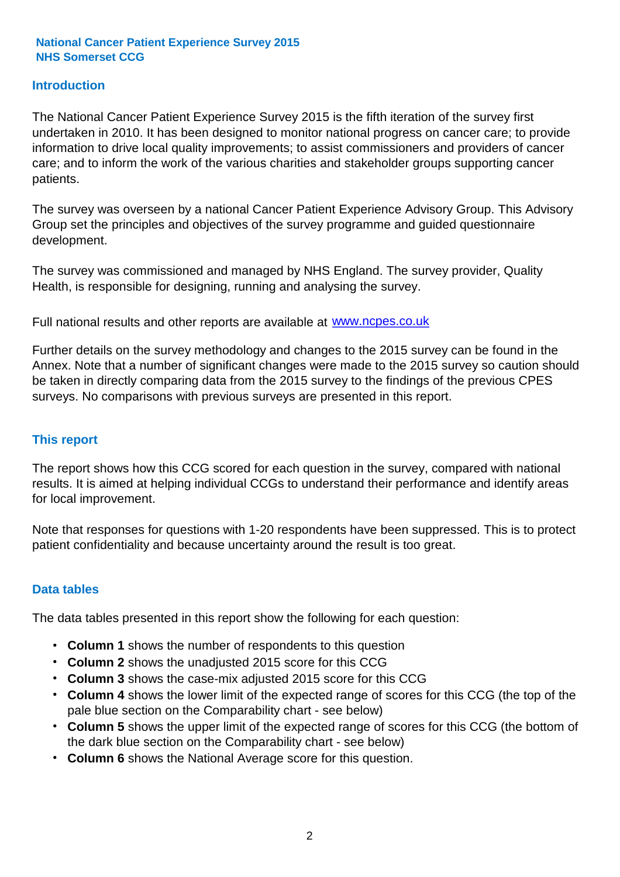**National Cancer Patient Experience Survey 2015**
**NHS Somerset CCG**

## Introduction

The National Cancer Patient Experience Survey 2015 is the fifth iteration of the survey first undertaken in 2010. It has been designed to monitor national progress on cancer care; to provide information to drive local quality improvements; to assist commissioners and providers of cancer care; and to inform the work of the various charities and stakeholder groups supporting cancer patients.

The survey was overseen by a national Cancer Patient Experience Advisory Group. This Advisory Group set the principles and objectives of the survey programme and guided questionnaire development.

The survey was commissioned and managed by NHS England. The survey provider, Quality Health, is responsible for designing, running and analysing the survey.

Full national results and other reports are available at www.ncpes.co.uk

Further details on the survey methodology and changes to the 2015 survey can be found in the Annex. Note that a number of significant changes were made to the 2015 survey so caution should be taken in directly comparing data from the 2015 survey to the findings of the previous CPES surveys. No comparisons with previous surveys are presented in this report.

## This report

The report shows how this CCG scored for each question in the survey, compared with national results. It is aimed at helping individual CCGs to understand their performance and identify areas for local improvement.

Note that responses for questions with 1-20 respondents have been suppressed. This is to protect patient confidentiality and because uncertainty around the result is too great.

## Data tables

The data tables presented in this report show the following for each question:

- **Column 1** shows the number of respondents to this question
- **Column 2** shows the unadjusted 2015 score for this CCG
- **Column 3** shows the case-mix adjusted 2015 score for this CCG
- **Column 4** shows the lower limit of the expected range of scores for this CCG (the top of the pale blue section on the Comparability chart - see below)
- **Column 5** shows the upper limit of the expected range of scores for this CCG (the bottom of the dark blue section on the Comparability chart - see below)
- **Column 6** shows the National Average score for this question.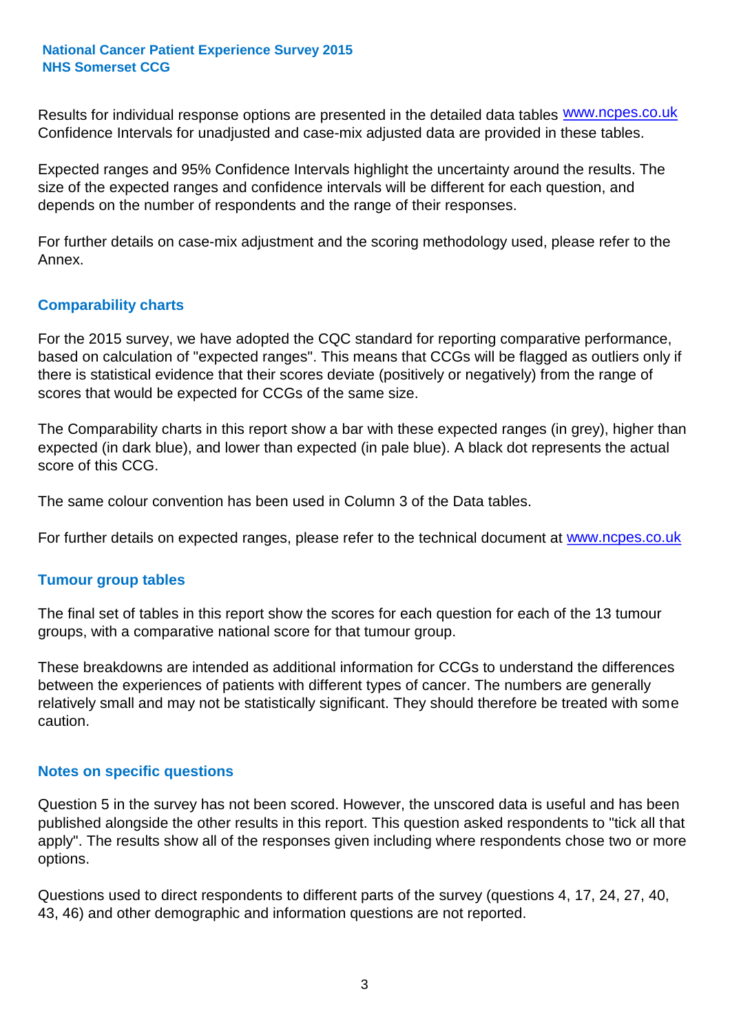Results for individual response options are presented in the detailed data tables www.ncpes.co.uk Confidence Intervals for unadjusted and case-mix adjusted data are provided in these tables.

Expected ranges and 95% Confidence Intervals highlight the uncertainty around the results. The size of the expected ranges and confidence intervals will be different for each question, and depends on the number of respondents and the range of their responses.

For further details on case-mix adjustment and the scoring methodology used, please refer to the Annex.

## Comparability charts

For the 2015 survey, we have adopted the CQC standard for reporting comparative performance, based on calculation of "expected ranges". This means that CCGs will be flagged as outliers only if there is statistical evidence that their scores deviate (positively or negatively) from the range of scores that would be expected for CCGs of the same size.

The Comparability charts in this report show a bar with these expected ranges (in grey), higher than expected (in dark blue), and lower than expected (in pale blue). A black dot represents the actual score of this CCG.

The same colour convention has been used in Column 3 of the Data tables.

For further details on expected ranges, please refer to the technical document at www.ncpes.co.uk

## Tumour group tables

The final set of tables in this report show the scores for each question for each of the 13 tumour groups, with a comparative national score for that tumour group.

These breakdowns are intended as additional information for CCGs to understand the differences between the experiences of patients with different types of cancer. The numbers are generally relatively small and may not be statistically significant. They should therefore be treated with some caution.

## Notes on specific questions

Question 5 in the survey has not been scored. However, the unscored data is useful and has been published alongside the other results in this report. This question asked respondents to "tick all that apply". The results show all of the responses given including where respondents chose two or more options.

Questions used to direct respondents to different parts of the survey (questions 4, 17, 24, 27, 40, 43, 46) and other demographic and information questions are not reported.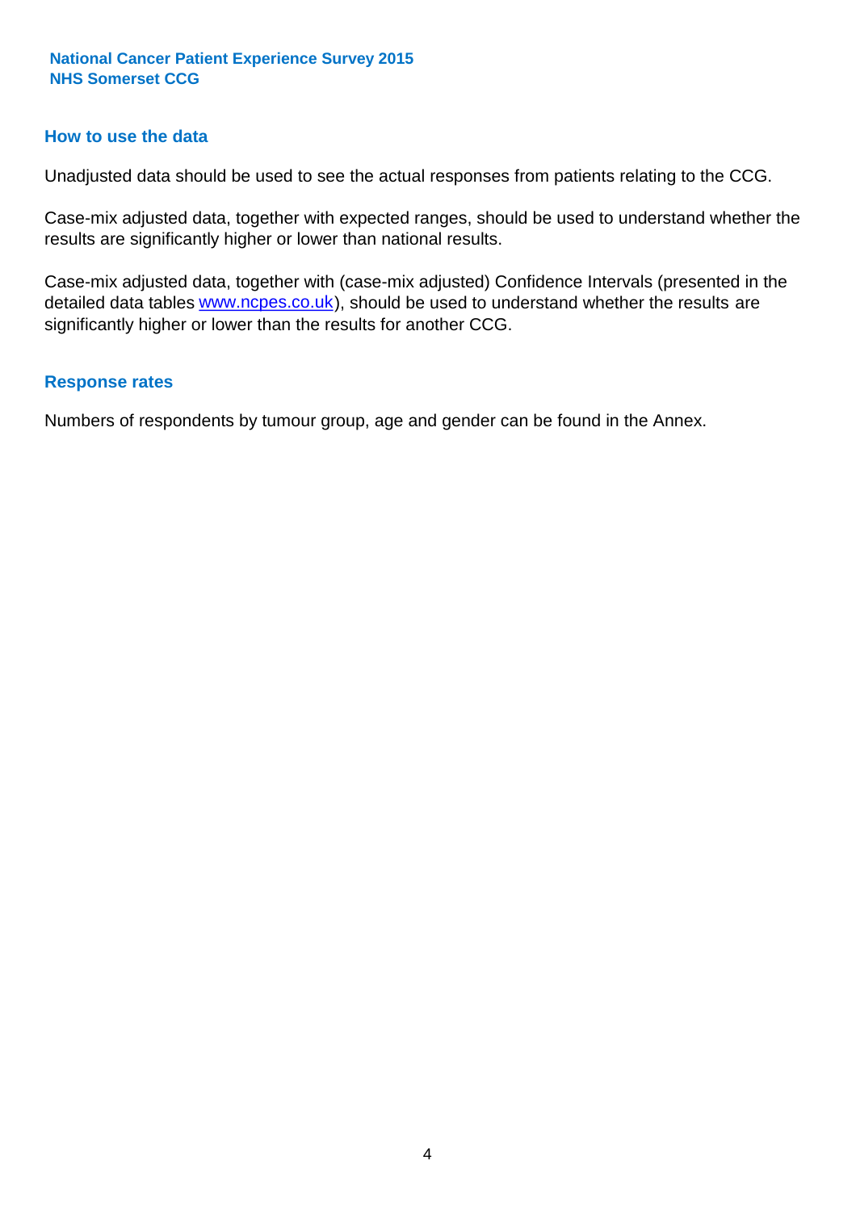## How to use the data

Unadjusted data should be used to see the actual responses from patients relating to the CCG.

Case-mix adjusted data, together with expected ranges, should be used to understand whether the results are significantly higher or lower than national results.

Case-mix adjusted data, together with (case-mix adjusted) Confidence Intervals (presented in the detailed data tables www.ncpes.co.uk), should be used to understand whether the results are significantly higher or lower than the results for another CCG.

## Response rates

Numbers of respondents by tumour group, age and gender can be found in the Annex.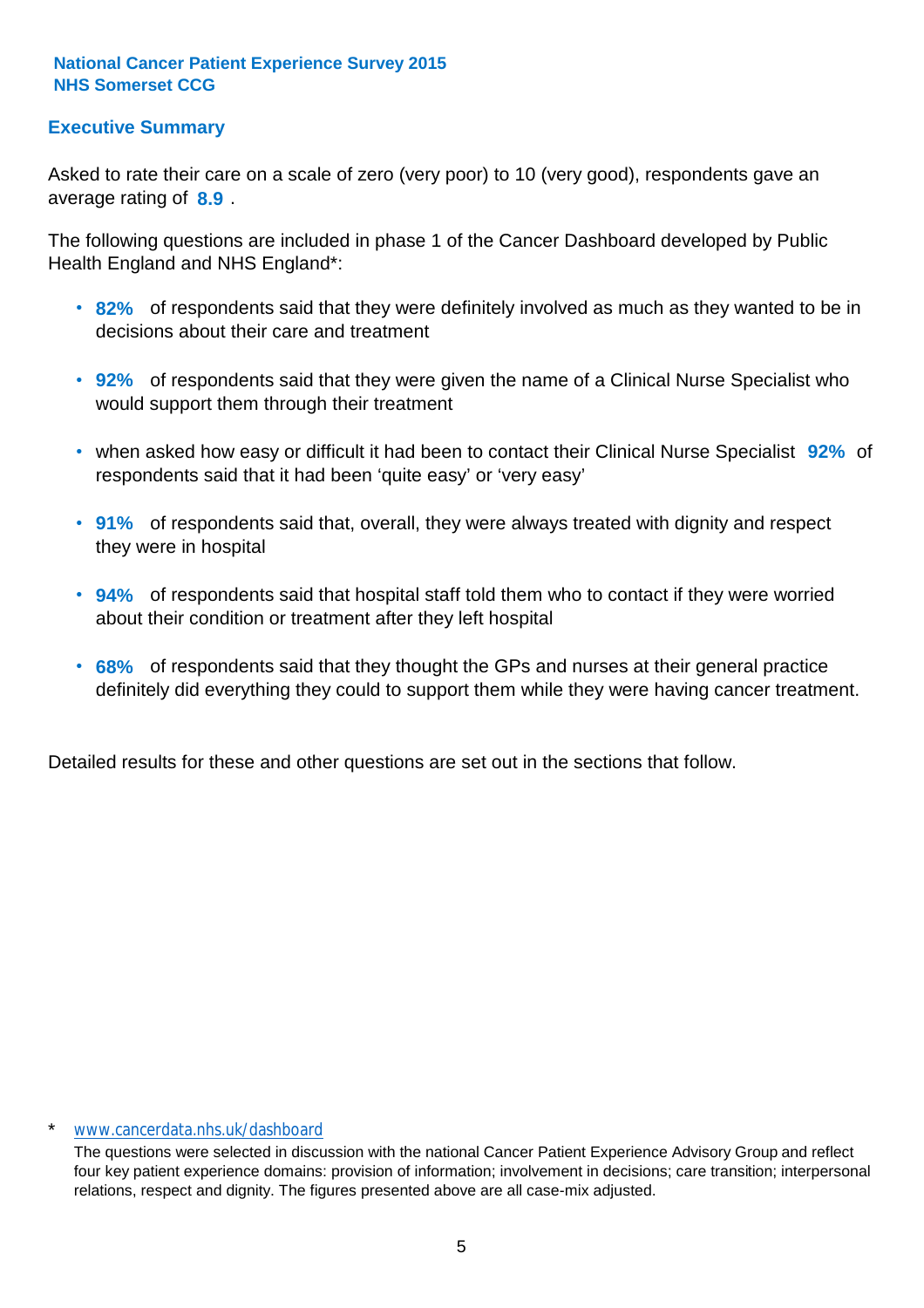National Cancer Patient Experience Survey 2015
NHS Somerset CCG

## Executive Summary

Asked to rate their care on a scale of zero (very poor) to 10 (very good), respondents gave an average rating of **8.9** .

The following questions are included in phase 1 of the Cancer Dashboard developed by Public Health England and NHS England*:

- **82%** of respondents said that they were definitely involved as much as they wanted to be in decisions about their care and treatment
- **92%** of respondents said that they were given the name of a Clinical Nurse Specialist who would support them through their treatment
- when asked how easy or difficult it had been to contact their Clinical Nurse Specialist **92%** of respondents said that it had been 'quite easy' or 'very easy'
- **91%** of respondents said that, overall, they were always treated with dignity and respect they were in hospital
- **94%** of respondents said that hospital staff told them who to contact if they were worried about their condition or treatment after they left hospital
- **68%** of respondents said that they thought the GPs and nurses at their general practice definitely did everything they could to support them while they were having cancer treatment.

Detailed results for these and other questions are set out in the sections that follow.

\* www.cancerdata.nhs.uk/dashboard

The questions were selected in discussion with the national Cancer Patient Experience Advisory Group and reflect four key patient experience domains: provision of information; involvement in decisions; care transition; interpersonal relations, respect and dignity. The figures presented above are all case-mix adjusted.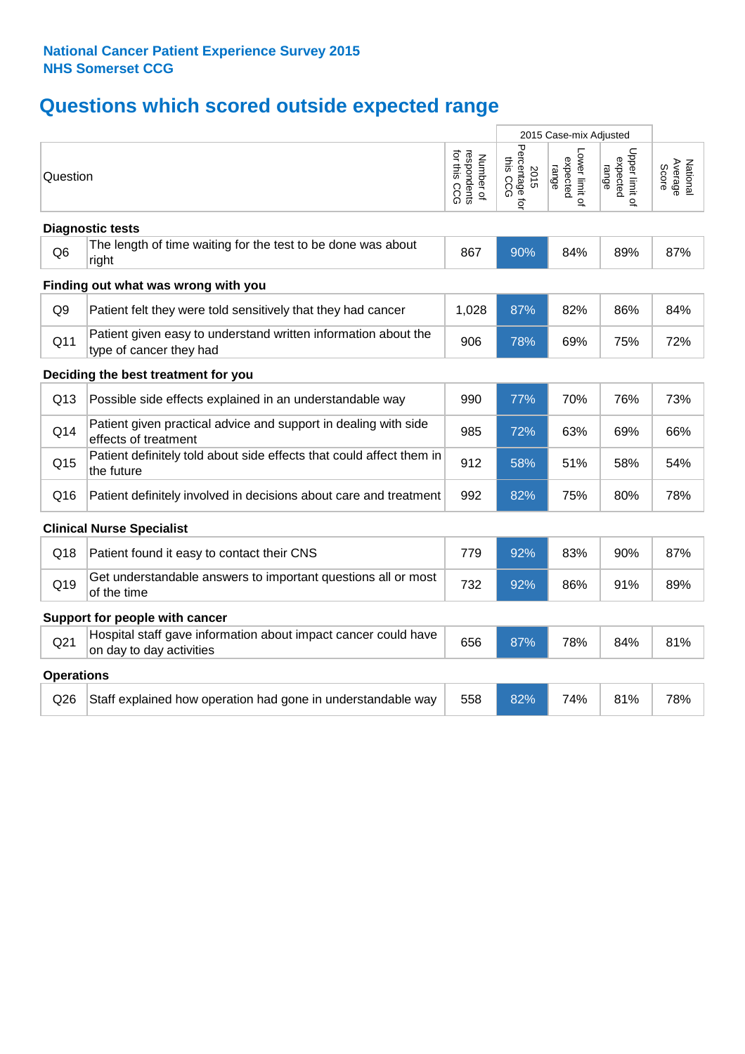**National Cancer Patient Experience Survey 2015**
**NHS Somerset CCG**

## Questions which scored outside expected range

| | Question | Number of respondents for this CCG | 2015 Case-mix Adjusted: 2015 Percentage for this CCG | 2015 Case-mix Adjusted: Lower limit of expected range | 2015 Case-mix Adjusted: Upper limit of expected range | National Average Score |
|---|---|---|---|---|---|---|
| **Diagnostic tests** | | | | | | |
| Q6 | The length of time waiting for the test to be done was about right | 867 | 90% | 84% | 89% | 87% |
| **Finding out what was wrong with you** | | | | | | |
| Q9 | Patient felt they were told sensitively that they had cancer | 1,028 | 87% | 82% | 86% | 84% |
| Q11 | Patient given easy to understand written information about the type of cancer they had | 906 | 78% | 69% | 75% | 72% |
| **Deciding the best treatment for you** | | | | | | |
| Q13 | Possible side effects explained in an understandable way | 990 | 77% | 70% | 76% | 73% |
| Q14 | Patient given practical advice and support in dealing with side effects of treatment | 985 | 72% | 63% | 69% | 66% |
| Q15 | Patient definitely told about side effects that could affect them in the future | 912 | 58% | 51% | 58% | 54% |
| Q16 | Patient definitely involved in decisions about care and treatment | 992 | 82% | 75% | 80% | 78% |
| **Clinical Nurse Specialist** | | | | | | |
| Q18 | Patient found it easy to contact their CNS | 779 | 92% | 83% | 90% | 87% |
| Q19 | Get understandable answers to important questions all or most of the time | 732 | 92% | 86% | 91% | 89% |
| **Support for people with cancer** | | | | | | |
| Q21 | Hospital staff gave information about impact cancer could have on day to day activities | 656 | 87% | 78% | 84% | 81% |
| **Operations** | | | | | | |
| Q26 | Staff explained how operation had gone in understandable way | 558 | 82% | 74% | 81% | 78% |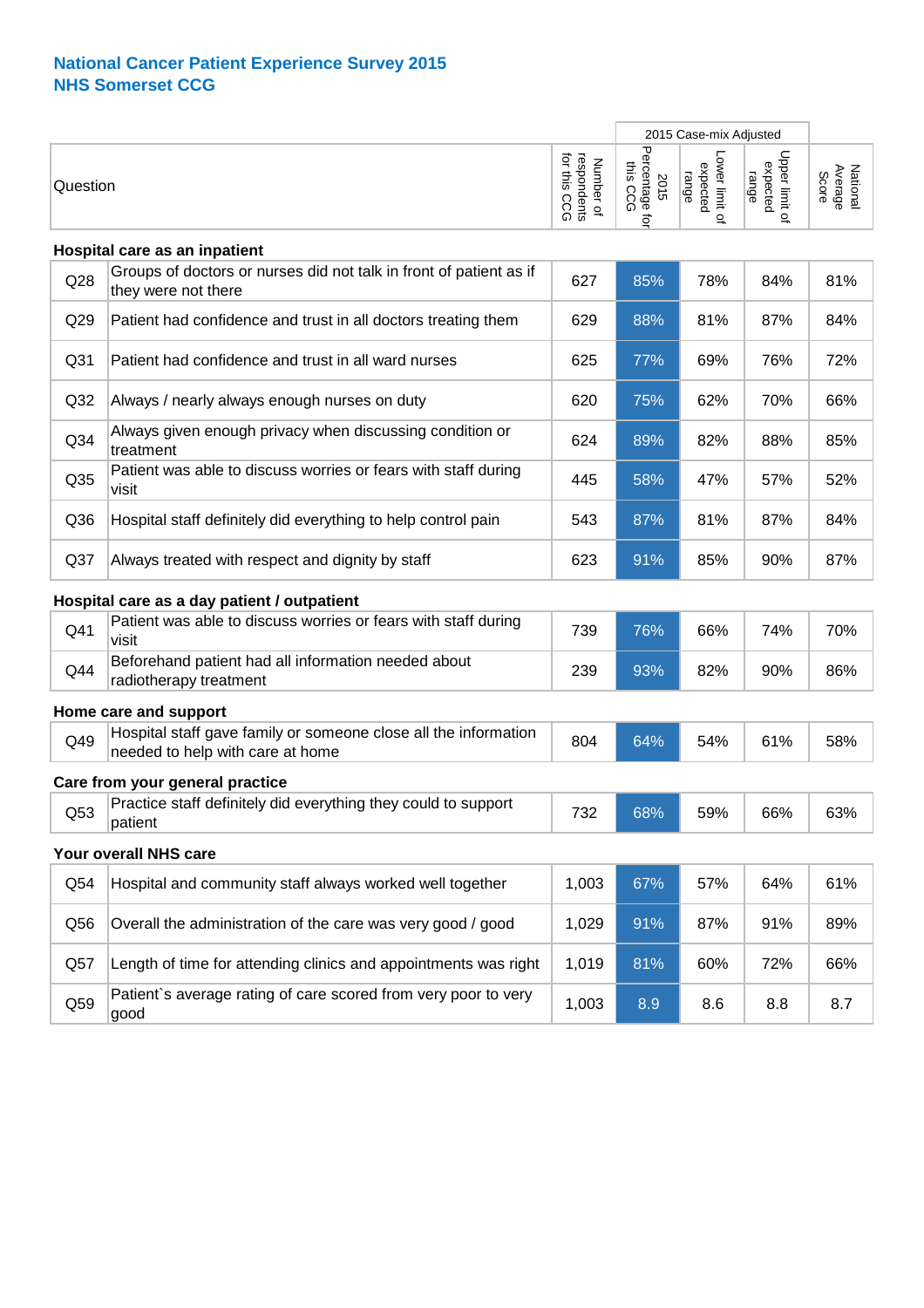# National Cancer Patient Experience Survey 2015
## NHS Somerset CCG

| | Question | Number of respondents for this CCG | 2015 Case-mix Adjusted | | | National Average Score |
|---|---|---|---|---|---|---|
| | | | 2015 Percentage for this CCG | Lower limit of expected range | Upper limit of expected range | |
| **Hospital care as an inpatient** | | | | | | |
| Q28 | Groups of doctors or nurses did not talk in front of patient as if they were not there | 627 | 85% | 78% | 84% | 81% |
| Q29 | Patient had confidence and trust in all doctors treating them | 629 | 88% | 81% | 87% | 84% |
| Q31 | Patient had confidence and trust in all ward nurses | 625 | 77% | 69% | 76% | 72% |
| Q32 | Always / nearly always enough nurses on duty | 620 | 75% | 62% | 70% | 66% |
| Q34 | Always given enough privacy when discussing condition or treatment | 624 | 89% | 82% | 88% | 85% |
| Q35 | Patient was able to discuss worries or fears with staff during visit | 445 | 58% | 47% | 57% | 52% |
| Q36 | Hospital staff definitely did everything to help control pain | 543 | 87% | 81% | 87% | 84% |
| Q37 | Always treated with respect and dignity by staff | 623 | 91% | 85% | 90% | 87% |
| **Hospital care as a day patient / outpatient** | | | | | | |
| Q41 | Patient was able to discuss worries or fears with staff during visit | 739 | 76% | 66% | 74% | 70% |
| Q44 | Beforehand patient had all information needed about radiotherapy treatment | 239 | 93% | 82% | 90% | 86% |
| **Home care and support** | | | | | | |
| Q49 | Hospital staff gave family or someone close all the information needed to help with care at home | 804 | 64% | 54% | 61% | 58% |
| **Care from your general practice** | | | | | | |
| Q53 | Practice staff definitely did everything they could to support patient | 732 | 68% | 59% | 66% | 63% |
| **Your overall NHS care** | | | | | | |
| Q54 | Hospital and community staff always worked well together | 1,003 | 67% | 57% | 64% | 61% |
| Q56 | Overall the administration of the care was very good / good | 1,029 | 91% | 87% | 91% | 89% |
| Q57 | Length of time for attending clinics and appointments was right | 1,019 | 81% | 60% | 72% | 66% |
| Q59 | Patient`s average rating of care scored from very poor to very good | 1,003 | 8.9 | 8.6 | 8.8 | 8.7 |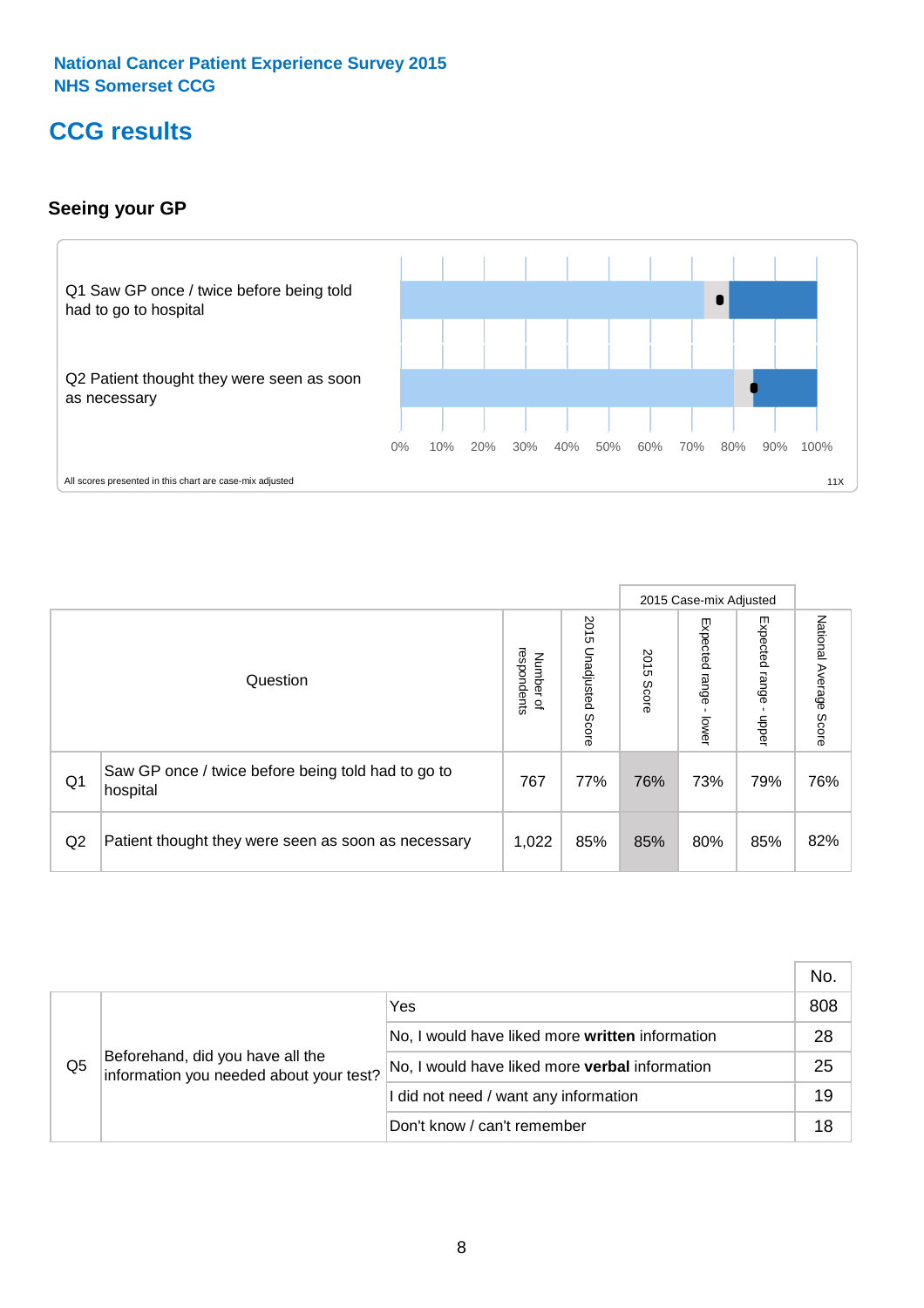National Cancer Patient Experience Survey 2015
NHS Somerset CCG

# CCG results

## Seeing your GP

Q1 Saw GP once / twice before being told had to go to hospital

Q2 Patient thought they were seen as soon as necessary

0% 10% 20% 30% 40% 50% 60% 70% 80% 90% 100%

All scores presented in this chart are case-mix adjusted

11X

| | Question | Number of respondents | 2015 Unadjusted Score | 2015 Case-mix Adjusted: 2015 Score | 2015 Case-mix Adjusted: Expected range - lower | 2015 Case-mix Adjusted: Expected range - upper | National Average Score |
|---|---|---|---|---|---|---|---|
| Q1 | Saw GP once / twice before being told had to go to hospital | 767 | 77% | 76% | 73% | 79% | 76% |
| Q2 | Patient thought they were seen as soon as necessary | 1,022 | 85% | 85% | 80% | 85% | 82% |

| | | | No. |
|---|---|---|---|
| Q5 | Beforehand, did you have all the information you needed about your test? | Yes | 808 |
| | | No, I would have liked more **written** information | 28 |
| | | No, I would have liked more **verbal** information | 25 |
| | | I did not need / want any information | 19 |
| | | Don't know / can't remember | 18 |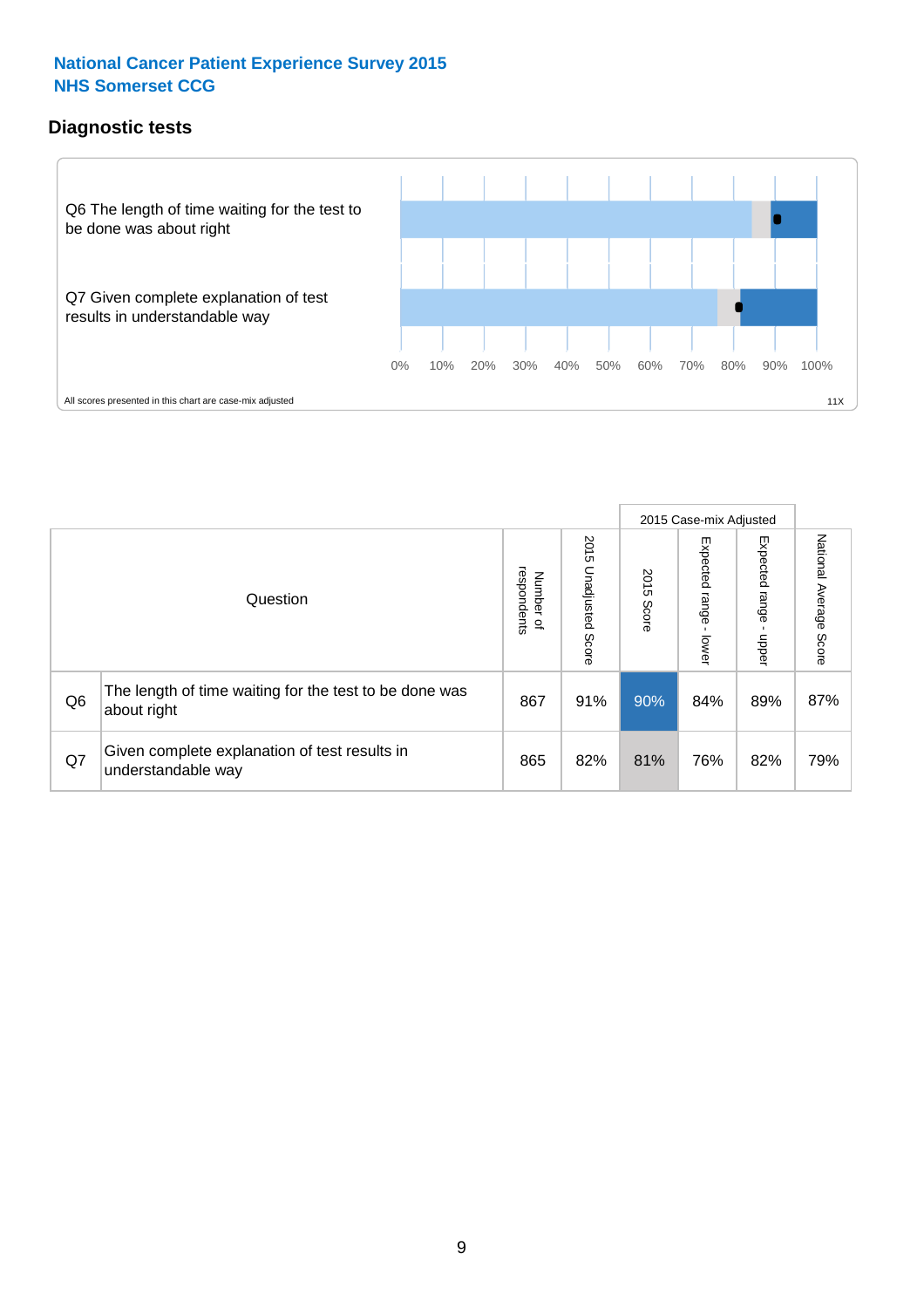## National Cancer Patient Experience Survey 2015
## NHS Somerset CCG

### Diagnostic tests

Q6 The length of time waiting for the test to be done was about right

Q7 Given complete explanation of test results in understandable way

0% 10% 20% 30% 40% 50% 60% 70% 80% 90% 100%

All scores presented in this chart are case-mix adjusted

11X

| | Question | Number of respondents | 2015 Unadjusted Score | 2015 Case-mix Adjusted: 2015 Score | 2015 Case-mix Adjusted: Expected range - lower | 2015 Case-mix Adjusted: Expected range - upper | National Average Score |
|---|---|---|---|---|---|---|---|
| Q6 | The length of time waiting for the test to be done was about right | 867 | 91% | 90% | 84% | 89% | 87% |
| Q7 | Given complete explanation of test results in understandable way | 865 | 82% | 81% | 76% | 82% | 79% |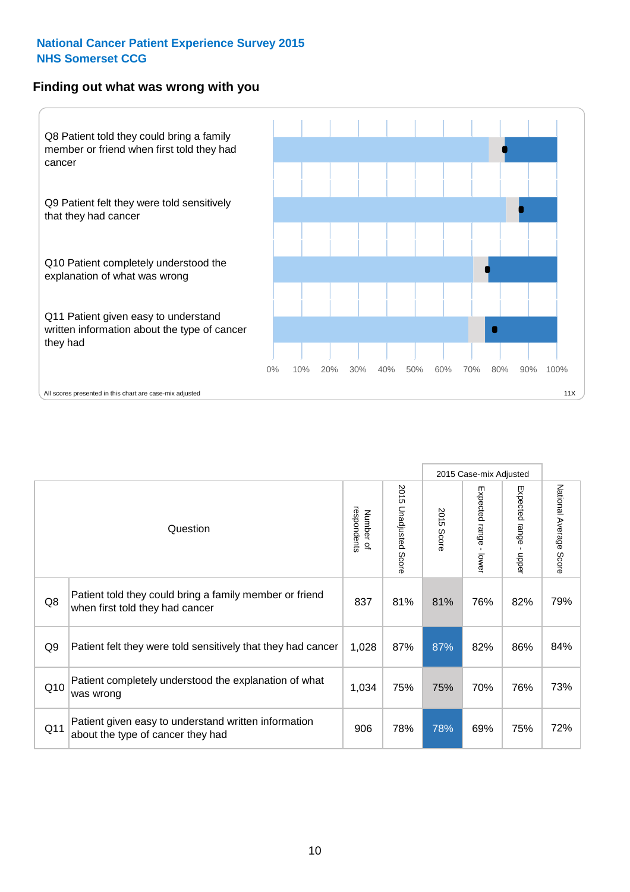National Cancer Patient Experience Survey 2015
NHS Somerset CCG

## Finding out what was wrong with you

Q8 Patient told they could bring a family member or friend when first told they had cancer

Q9 Patient felt they were told sensitively that they had cancer

Q10 Patient completely understood the explanation of what was wrong

Q11 Patient given easy to understand written information about the type of cancer they had

0% 10% 20% 30% 40% 50% 60% 70% 80% 90% 100%

All scores presented in this chart are case-mix adjusted

11X

| | Question | Number of respondents | 2015 Unadjusted Score | 2015 Case-mix Adjusted 2015 Score | 2015 Case-mix Adjusted Expected range - lower | 2015 Case-mix Adjusted Expected range - upper | National Average Score |
|---|---|---|---|---|---|---|---|
| Q8 | Patient told they could bring a family member or friend when first told they had cancer | 837 | 81% | 81% | 76% | 82% | 79% |
| Q9 | Patient felt they were told sensitively that they had cancer | 1,028 | 87% | 87% | 82% | 86% | 84% |
| Q10 | Patient completely understood the explanation of what was wrong | 1,034 | 75% | 75% | 70% | 76% | 73% |
| Q11 | Patient given easy to understand written information about the type of cancer they had | 906 | 78% | 78% | 69% | 75% | 72% |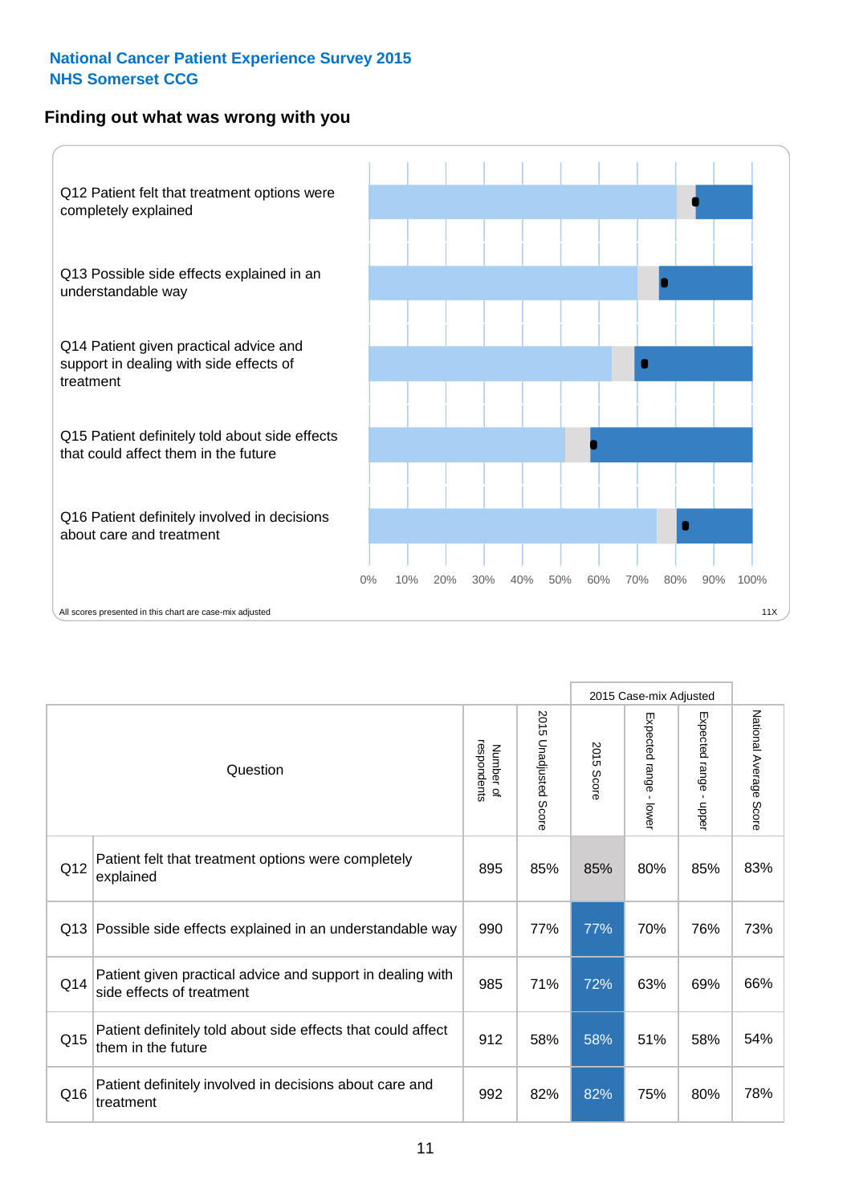**National Cancer Patient Experience Survey 2015**
**NHS Somerset CCG**

## Finding out what was wrong with you

Q12 Patient felt that treatment options were completely explained

Q13 Possible side effects explained in an understandable way

Q14 Patient given practical advice and support in dealing with side effects of treatment

Q15 Patient definitely told about side effects that could affect them in the future

Q16 Patient definitely involved in decisions about care and treatment

0% 10% 20% 30% 40% 50% 60% 70% 80% 90% 100%

All scores presented in this chart are case-mix adjusted

11X

| | Question | Number of respondents | 2015 Unadjusted Score | 2015 Case-mix Adjusted: 2015 Score | 2015 Case-mix Adjusted: Expected range - lower | 2015 Case-mix Adjusted: Expected range - upper | National Average Score |
|---|---|---|---|---|---|---|---|
| Q12 | Patient felt that treatment options were completely explained | 895 | 85% | 85% | 80% | 85% | 83% |
| Q13 | Possible side effects explained in an understandable way | 990 | 77% | 77% | 70% | 76% | 73% |
| Q14 | Patient given practical advice and support in dealing with side effects of treatment | 985 | 71% | 72% | 63% | 69% | 66% |
| Q15 | Patient definitely told about side effects that could affect them in the future | 912 | 58% | 58% | 51% | 58% | 54% |
| Q16 | Patient definitely involved in decisions about care and treatment | 992 | 82% | 82% | 75% | 80% | 78% |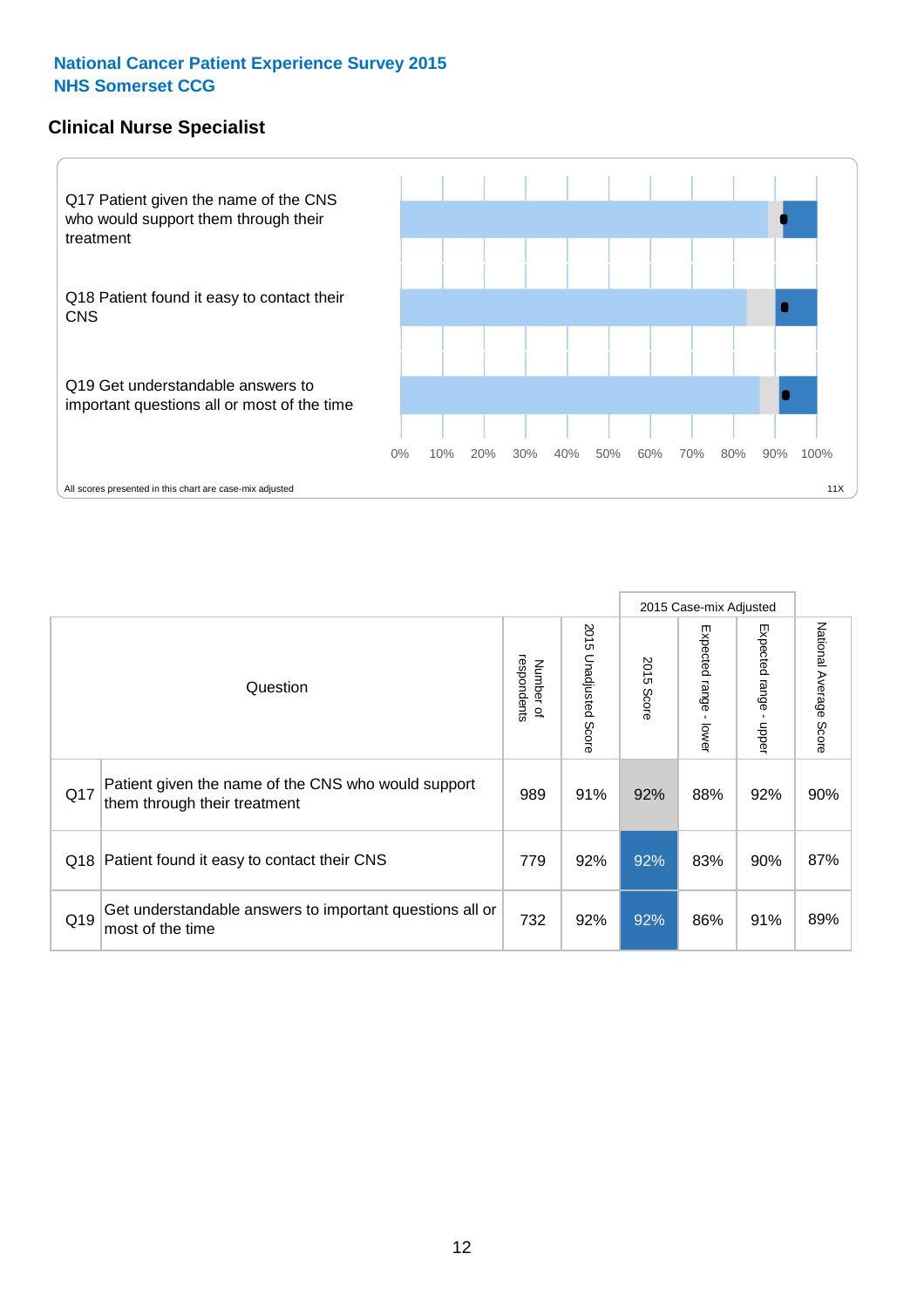National Cancer Patient Experience Survey 2015
NHS Somerset CCG

## Clinical Nurse Specialist

Q17 Patient given the name of the CNS who would support them through their treatment

Q18 Patient found it easy to contact their CNS

Q19 Get understandable answers to important questions all or most of the time

0% 10% 20% 30% 40% 50% 60% 70% 80% 90% 100%

All scores presented in this chart are case-mix adjusted

11X

| Question | | Number of respondents | 2015 Unadjusted Score | 2015 Case-mix Adjusted | | | National Average Score |
|---|---|---|---|---|---|---|---|
| | | | | 2015 Score | Expected range - lower | Expected range - upper | |
| Q17 | Patient given the name of the CNS who would support them through their treatment | 989 | 91% | 92% | 88% | 92% | 90% |
| Q18 | Patient found it easy to contact their CNS | 779 | 92% | 92% | 83% | 90% | 87% |
| Q19 | Get understandable answers to important questions all or most of the time | 732 | 92% | 92% | 86% | 91% | 89% |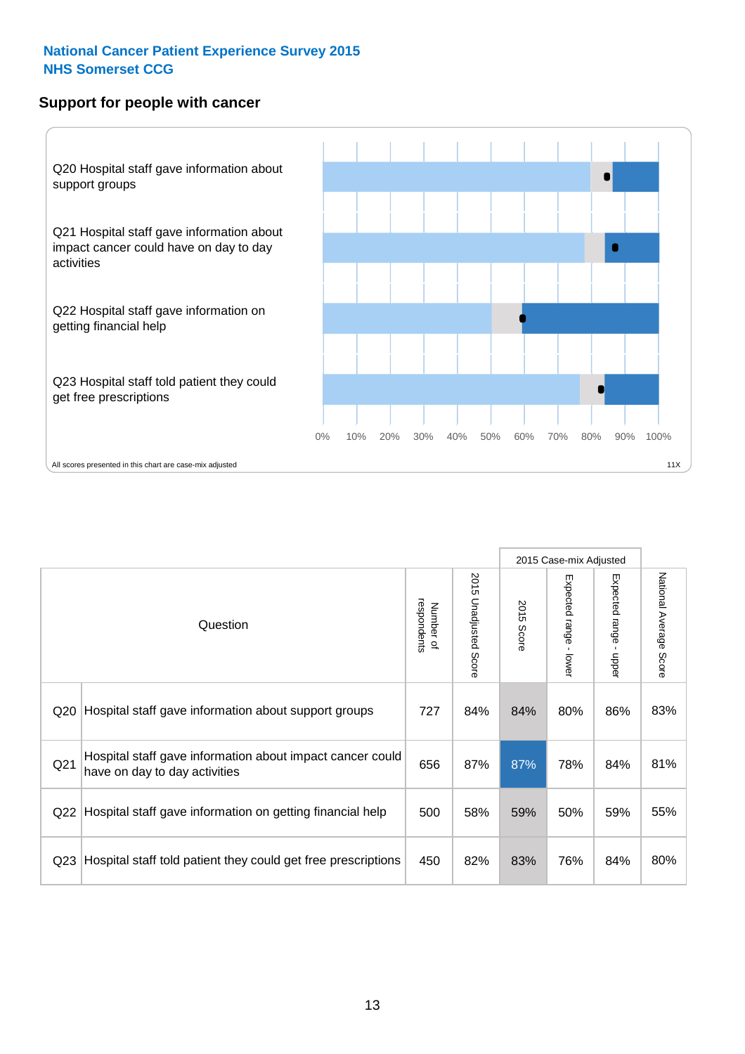National Cancer Patient Experience Survey 2015
NHS Somerset CCG

## Support for people with cancer

Q20 Hospital staff gave information about support groups

Q21 Hospital staff gave information about impact cancer could have on day to day activities

Q22 Hospital staff gave information on getting financial help

Q23 Hospital staff told patient they could get free prescriptions

0% 10% 20% 30% 40% 50% 60% 70% 80% 90% 100%

All scores presented in this chart are case-mix adjusted

11X

| | Question | Number of respondents | 2015 Unadjusted Score | 2015 Case-mix Adjusted | | | National Average Score |
|---|---|---|---|---|---|---|---|
| | | | | 2015 Score | Expected range - lower | Expected range - upper | |
| Q20 | Hospital staff gave information about support groups | 727 | 84% | 84% | 80% | 86% | 83% |
| Q21 | Hospital staff gave information about impact cancer could have on day to day activities | 656 | 87% | 87% | 78% | 84% | 81% |
| Q22 | Hospital staff gave information on getting financial help | 500 | 58% | 59% | 50% | 59% | 55% |
| Q23 | Hospital staff told patient they could get free prescriptions | 450 | 82% | 83% | 76% | 84% | 80% |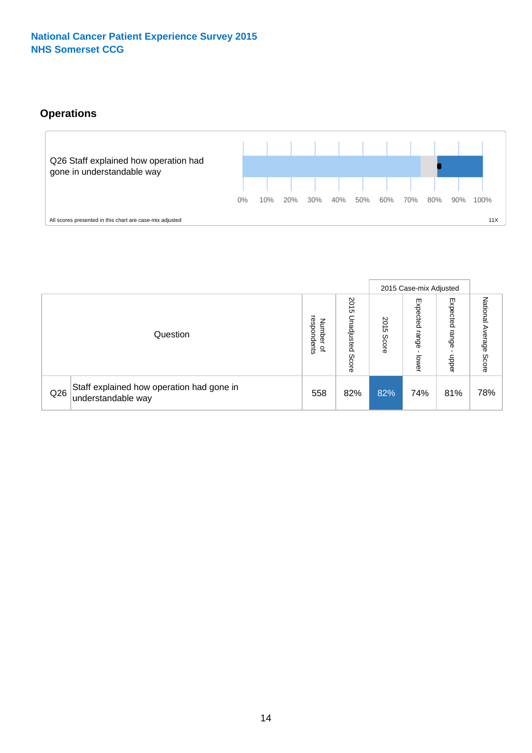**National Cancer Patient Experience Survey 2015**
**NHS Somerset CCG**

## Operations

Q26 Staff explained how operation had gone in understandable way

0% 10% 20% 30% 40% 50% 60% 70% 80% 90% 100%

All scores presented in this chart are case-mix adjusted

11X

| Question | | Number of respondents | 2015 Unadjusted Score | 2015 Case-mix Adjusted | | | National Average Score |
|---|---|---|---|---|---|---|---|
| | | | | 2015 Score | Expected range - lower | Expected range - upper | |
| Q26 | Staff explained how operation had gone in understandable way | 558 | 82% | 82% | 74% | 81% | 78% |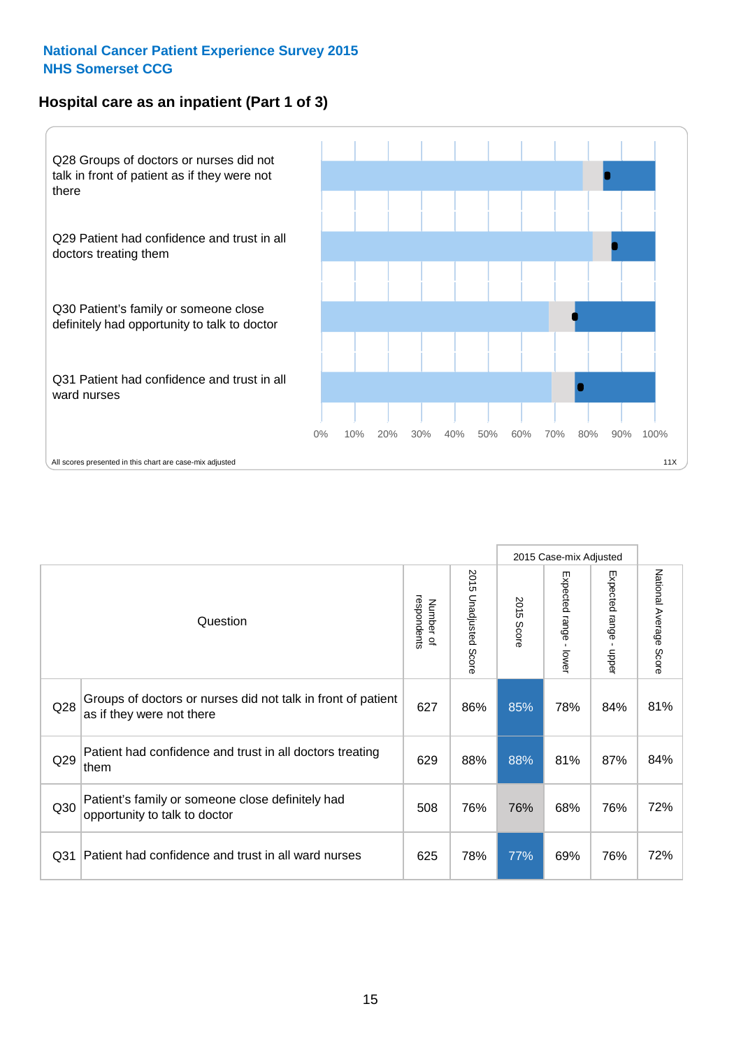National Cancer Patient Experience Survey 2015
NHS Somerset CCG

## Hospital care as an inpatient (Part 1 of 3)

Q28 Groups of doctors or nurses did not talk in front of patient as if they were not there

Q29 Patient had confidence and trust in all doctors treating them

Q30 Patient's family or someone close definitely had opportunity to talk to doctor

Q31 Patient had confidence and trust in all ward nurses

0% 10% 20% 30% 40% 50% 60% 70% 80% 90% 100%

All scores presented in this chart are case-mix adjusted

11X

| | Question | Number of respondents | 2015 Unadjusted Score | 2015 Case-mix Adjusted: 2015 Score | 2015 Case-mix Adjusted: Expected range - lower | 2015 Case-mix Adjusted: Expected range - upper | National Average Score |
|---|---|---|---|---|---|---|---|
| Q28 | Groups of doctors or nurses did not talk in front of patient as if they were not there | 627 | 86% | 85% | 78% | 84% | 81% |
| Q29 | Patient had confidence and trust in all doctors treating them | 629 | 88% | 88% | 81% | 87% | 84% |
| Q30 | Patient's family or someone close definitely had opportunity to talk to doctor | 508 | 76% | 76% | 68% | 76% | 72% |
| Q31 | Patient had confidence and trust in all ward nurses | 625 | 78% | 77% | 69% | 76% | 72% |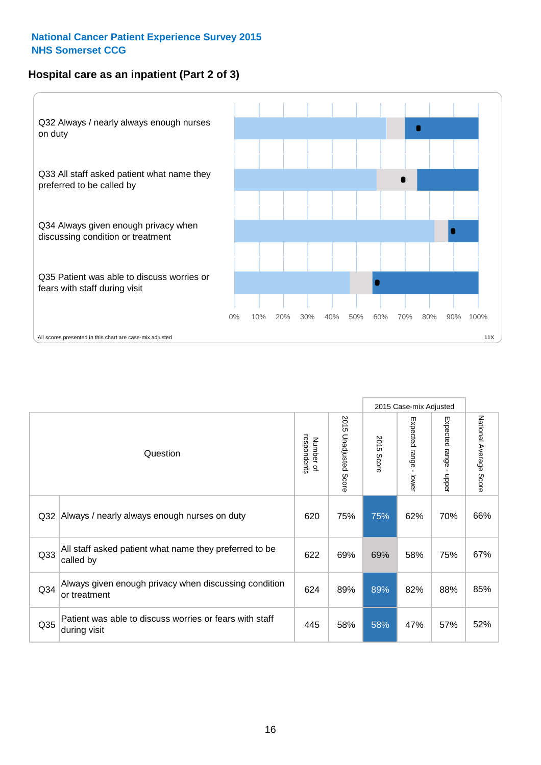**National Cancer Patient Experience Survey 2015**
**NHS Somerset CCG**

## Hospital care as an inpatient (Part 2 of 3)

Q32 Always / nearly always enough nurses on duty

Q33 All staff asked patient what name they preferred to be called by

Q34 Always given enough privacy when discussing condition or treatment

Q35 Patient was able to discuss worries or fears with staff during visit

0% 10% 20% 30% 40% 50% 60% 70% 80% 90% 100%

All scores presented in this chart are case-mix adjusted

11X

| | Question | Number of respondents | 2015 Unadjusted Score | 2015 Case-mix Adjusted: 2015 Score | 2015 Case-mix Adjusted: Expected range - lower | 2015 Case-mix Adjusted: Expected range - upper | National Average Score |
|---|---|---|---|---|---|---|---|
| Q32 | Always / nearly always enough nurses on duty | 620 | 75% | 75% | 62% | 70% | 66% |
| Q33 | All staff asked patient what name they preferred to be called by | 622 | 69% | 69% | 58% | 75% | 67% |
| Q34 | Always given enough privacy when discussing condition or treatment | 624 | 89% | 89% | 82% | 88% | 85% |
| Q35 | Patient was able to discuss worries or fears with staff during visit | 445 | 58% | 58% | 47% | 57% | 52% |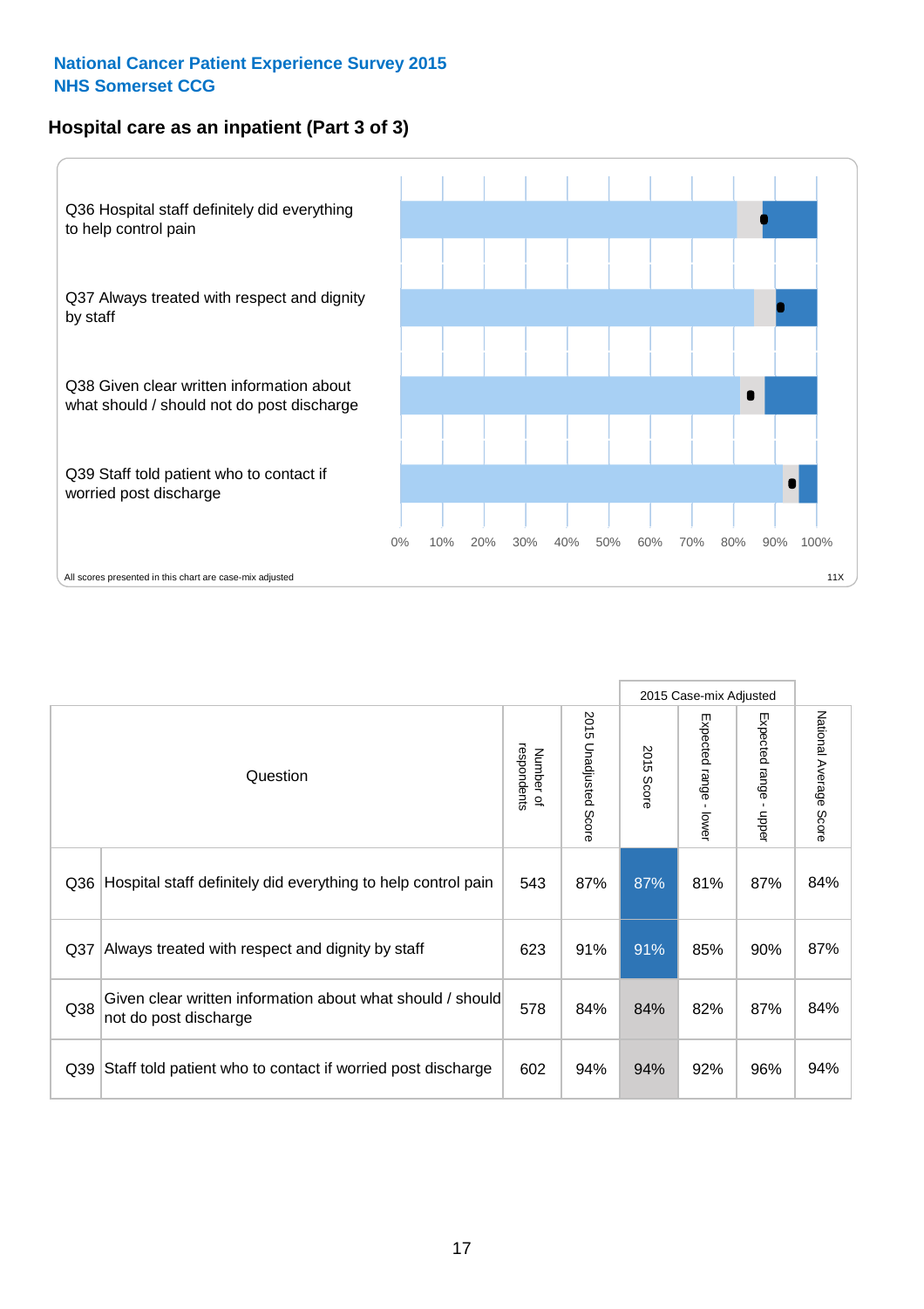National Cancer Patient Experience Survey 2015
NHS Somerset CCG

## Hospital care as an inpatient (Part 3 of 3)

Q36 Hospital staff definitely did everything to help control pain

Q37 Always treated with respect and dignity by staff

Q38 Given clear written information about what should / should not do post discharge

Q39 Staff told patient who to contact if worried post discharge

0% 10% 20% 30% 40% 50% 60% 70% 80% 90% 100%

All scores presented in this chart are case-mix adjusted

11X

| | Question | Number of respondents | 2015 Unadjusted Score | 2015 Case-mix Adjusted | | | National Average Score |
|---|---|---|---|---|---|---|---|
| | | | | 2015 Score | Expected range - lower | Expected range - upper | |
| Q36 | Hospital staff definitely did everything to help control pain | 543 | 87% | 87% | 81% | 87% | 84% |
| Q37 | Always treated with respect and dignity by staff | 623 | 91% | 91% | 85% | 90% | 87% |
| Q38 | Given clear written information about what should / should not do post discharge | 578 | 84% | 84% | 82% | 87% | 84% |
| Q39 | Staff told patient who to contact if worried post discharge | 602 | 94% | 94% | 92% | 96% | 94% |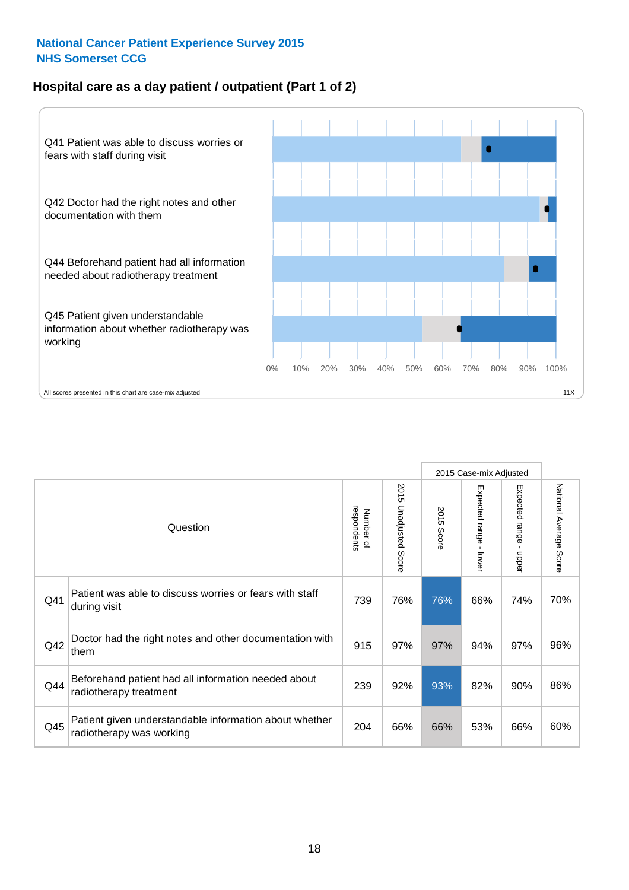**National Cancer Patient Experience Survey 2015**
**NHS Somerset CCG**

## Hospital care as a day patient / outpatient (Part 1 of 2)

Q41 Patient was able to discuss worries or fears with staff during visit

Q42 Doctor had the right notes and other documentation with them

Q44 Beforehand patient had all information needed about radiotherapy treatment

Q45 Patient given understandable information about whether radiotherapy was working

0% 10% 20% 30% 40% 50% 60% 70% 80% 90% 100%

All scores presented in this chart are case-mix adjusted

11X

| | Question | Number of respondents | 2015 Unadjusted Score | 2015 Case-mix Adjusted: 2015 Score | 2015 Case-mix Adjusted: Expected range - lower | 2015 Case-mix Adjusted: Expected range - upper | National Average Score |
|---|---|---|---|---|---|---|---|
| Q41 | Patient was able to discuss worries or fears with staff during visit | 739 | 76% | 76% | 66% | 74% | 70% |
| Q42 | Doctor had the right notes and other documentation with them | 915 | 97% | 97% | 94% | 97% | 96% |
| Q44 | Beforehand patient had all information needed about radiotherapy treatment | 239 | 92% | 93% | 82% | 90% | 86% |
| Q45 | Patient given understandable information about whether radiotherapy was working | 204 | 66% | 66% | 53% | 66% | 60% |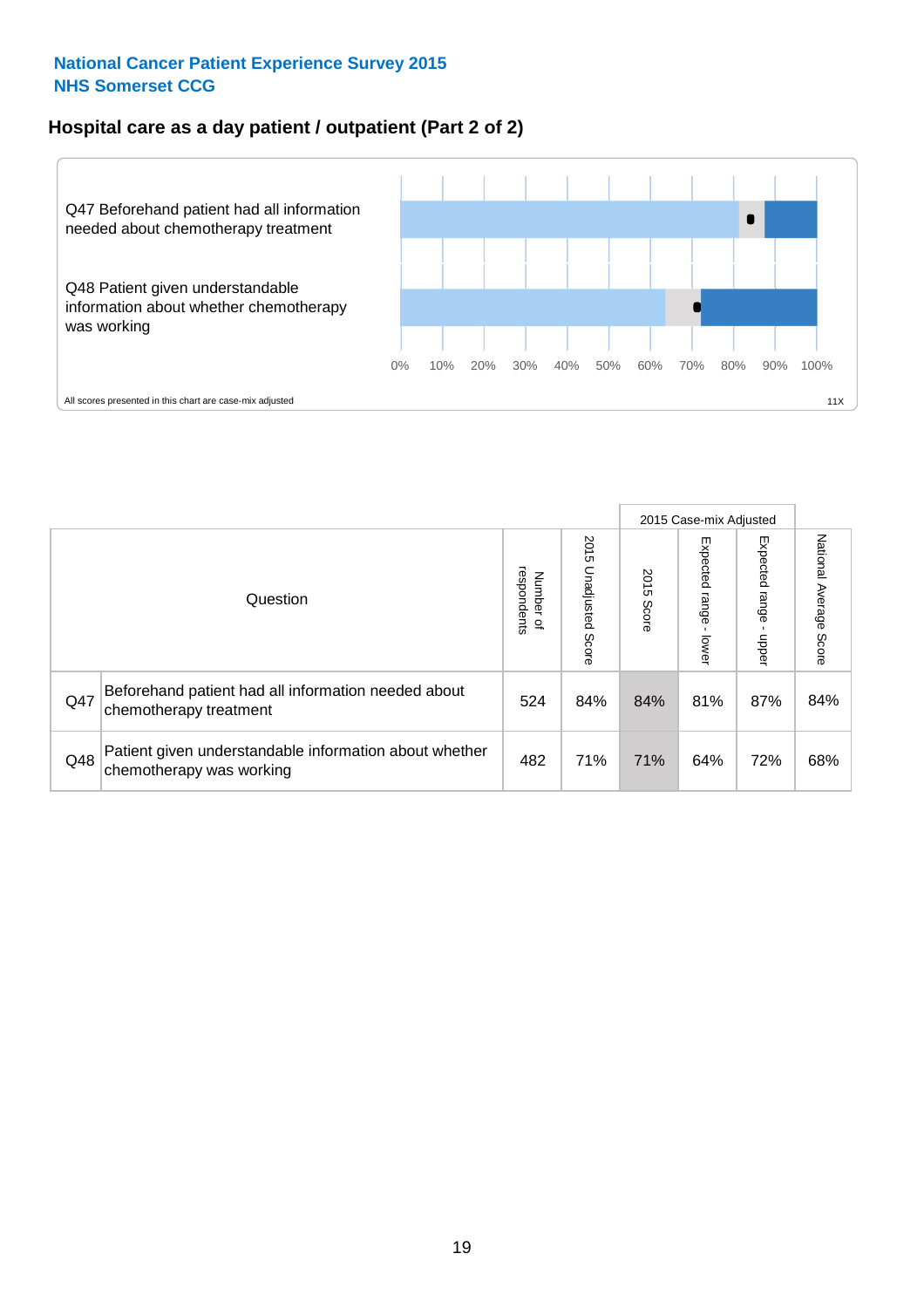National Cancer Patient Experience Survey 2015
NHS Somerset CCG

## Hospital care as a day patient / outpatient (Part 2 of 2)

Q47 Beforehand patient had all information needed about chemotherapy treatment

Q48 Patient given understandable information about whether chemotherapy was working

0% 10% 20% 30% 40% 50% 60% 70% 80% 90% 100%

All scores presented in this chart are case-mix adjusted

11X

| Question | | Number of respondents | 2015 Unadjusted Score | 2015 Case-mix Adjusted: 2015 Score | 2015 Case-mix Adjusted: Expected range - lower | 2015 Case-mix Adjusted: Expected range - upper | National Average Score |
|---|---|---|---|---|---|---|---|
| Q47 | Beforehand patient had all information needed about chemotherapy treatment | 524 | 84% | 84% | 81% | 87% | 84% |
| Q48 | Patient given understandable information about whether chemotherapy was working | 482 | 71% | 71% | 64% | 72% | 68% |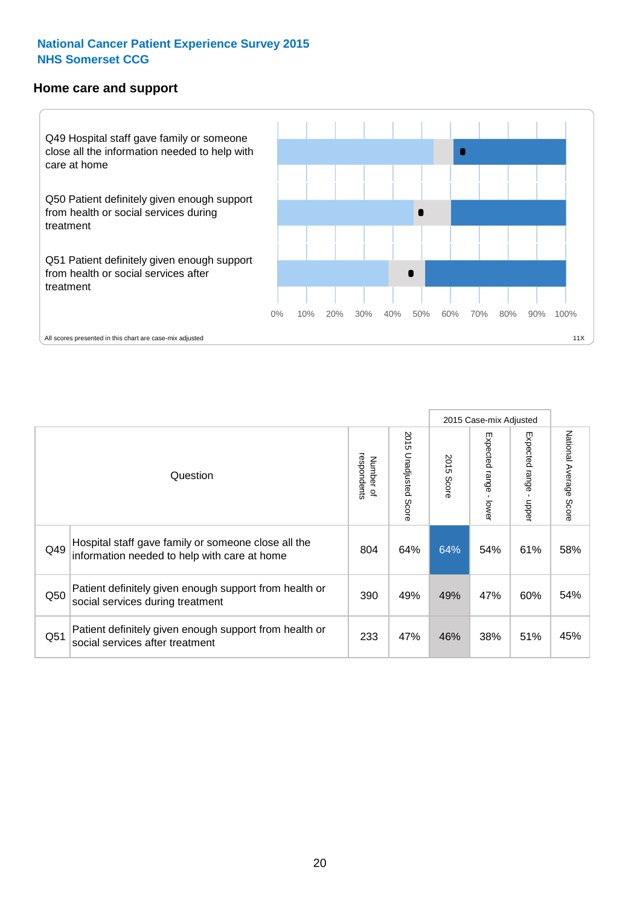**National Cancer Patient Experience Survey 2015**
**NHS Somerset CCG**

## Home care and support

Q49 Hospital staff gave family or someone close all the information needed to help with care at home

Q50 Patient definitely given enough support from health or social services during treatment

Q51 Patient definitely given enough support from health or social services after treatment

0% 10% 20% 30% 40% 50% 60% 70% 80% 90% 100%

All scores presented in this chart are case-mix adjusted

11X

| Question | | Number of respondents | 2015 Unadjusted Score | 2015 Case-mix Adjusted: 2015 Score | 2015 Case-mix Adjusted: Expected range - lower | 2015 Case-mix Adjusted: Expected range - upper | National Average Score |
|---|---|---|---|---|---|---|---|
| Q49 | Hospital staff gave family or someone close all the information needed to help with care at home | 804 | 64% | 64% | 54% | 61% | 58% |
| Q50 | Patient definitely given enough support from health or social services during treatment | 390 | 49% | 49% | 47% | 60% | 54% |
| Q51 | Patient definitely given enough support from health or social services after treatment | 233 | 47% | 46% | 38% | 51% | 45% |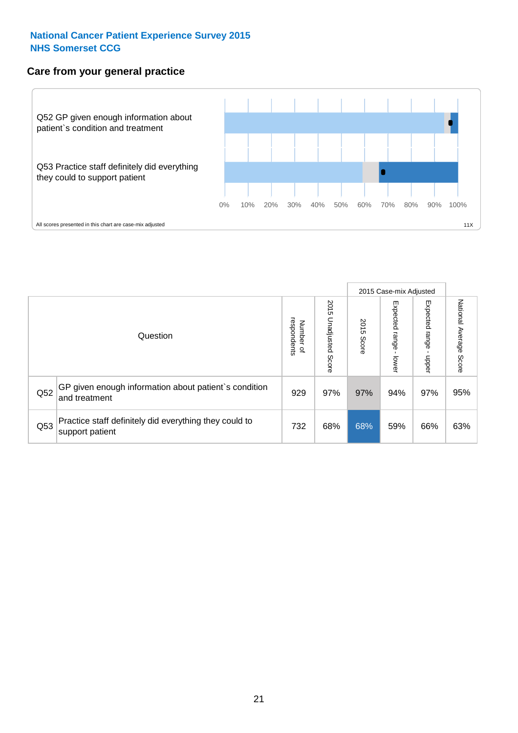**National Cancer Patient Experience Survey 2015**
**NHS Somerset CCG**

## Care from your general practice

Q52 GP given enough information about patient`s condition and treatment

Q53 Practice staff definitely did everything they could to support patient

0% 10% 20% 30% 40% 50% 60% 70% 80% 90% 100%

All scores presented in this chart are case-mix adjusted

11X

| Question | | Number of respondents | 2015 Unadjusted Score | 2015 Case-mix Adjusted 2015 Score | 2015 Case-mix Adjusted Expected range - lower | 2015 Case-mix Adjusted Expected range - upper | National Average Score |
|---|---|---|---|---|---|---|---|
| Q52 | GP given enough information about patient`s condition and treatment | 929 | 97% | 97% | 94% | 97% | 95% |
| Q53 | Practice staff definitely did everything they could to support patient | 732 | 68% | 68% | 59% | 66% | 63% |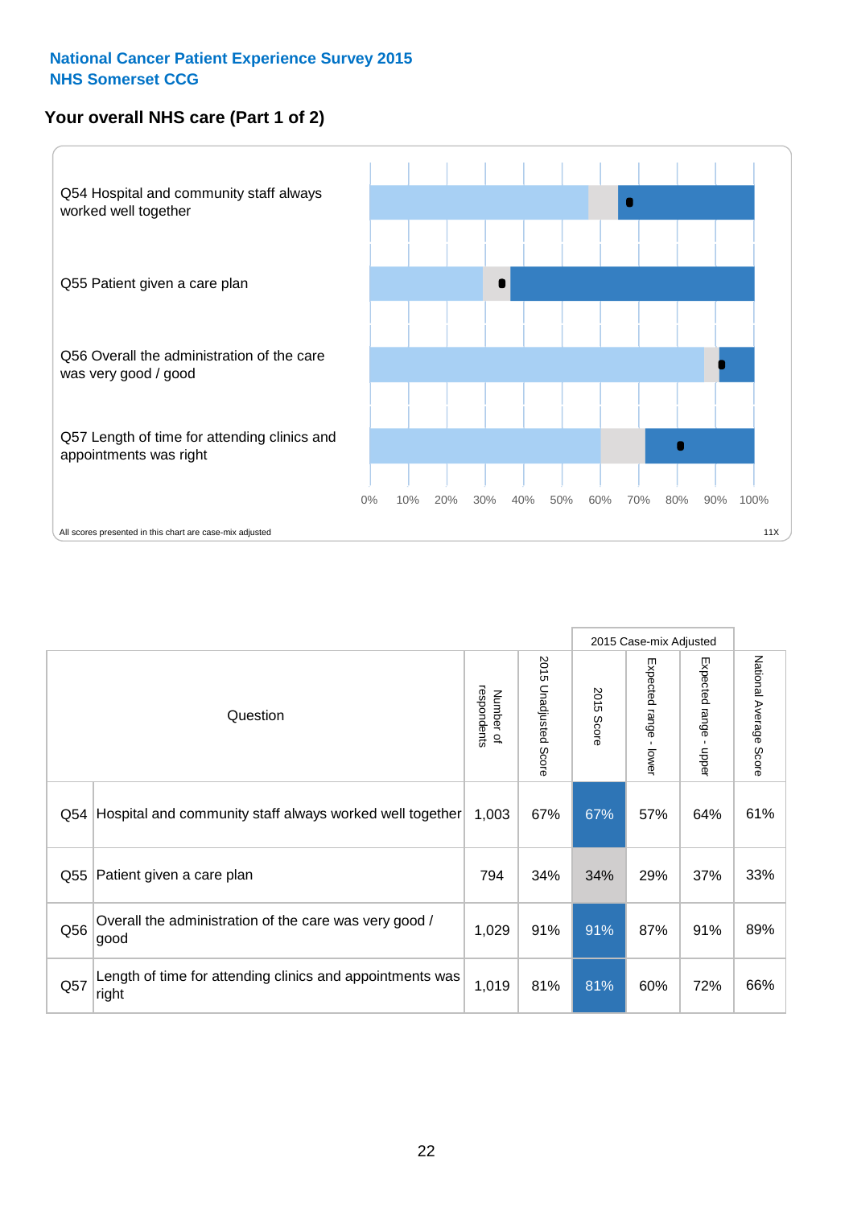National Cancer Patient Experience Survey 2015
NHS Somerset CCG

## Your overall NHS care (Part 1 of 2)

Q54 Hospital and community staff always worked well together

Q55 Patient given a care plan

Q56 Overall the administration of the care was very good / good

Q57 Length of time for attending clinics and appointments was right

0% 10% 20% 30% 40% 50% 60% 70% 80% 90% 100%

All scores presented in this chart are case-mix adjusted

11X

| | Question | Number of respondents | 2015 Unadjusted Score | 2015 Case-mix Adjusted | | | National Average Score |
|---|---|---|---|---|---|---|---|
| | | | | 2015 Score | Expected range - lower | Expected range - upper | |
| Q54 | Hospital and community staff always worked well together | 1,003 | 67% | 67% | 57% | 64% | 61% |
| Q55 | Patient given a care plan | 794 | 34% | 34% | 29% | 37% | 33% |
| Q56 | Overall the administration of the care was very good / good | 1,029 | 91% | 91% | 87% | 91% | 89% |
| Q57 | Length of time for attending clinics and appointments was right | 1,019 | 81% | 81% | 60% | 72% | 66% |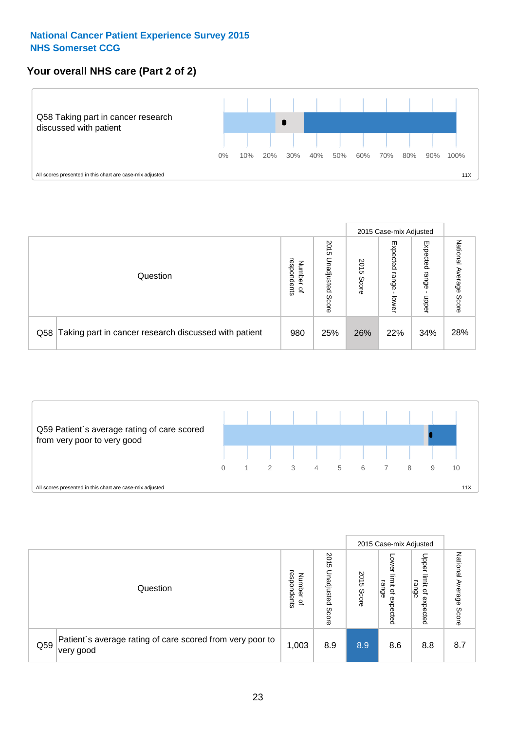**National Cancer Patient Experience Survey 2015**
**NHS Somerset CCG**

## Your overall NHS care (Part 2 of 2)

Q58 Taking part in cancer research discussed with patient

0% 10% 20% 30% 40% 50% 60% 70% 80% 90% 100%

All scores presented in this chart are case-mix adjusted

11X

| Question | | Number of respondents | 2015 Unadjusted Score | 2015 Case-mix Adjusted: 2015 Score | 2015 Case-mix Adjusted: Expected range - lower | 2015 Case-mix Adjusted: Expected range - upper | National Average Score |
|---|---|---|---|---|---|---|---|
| Q58 | Taking part in cancer research discussed with patient | 980 | 25% | 26% | 22% | 34% | 28% |

Q59 Patient`s average rating of care scored from very poor to very good

0 1 2 3 4 5 6 7 8 9 10

All scores presented in this chart are case-mix adjusted

11X

| Question | | Number of respondents | 2015 Unadjusted Score | 2015 Case-mix Adjusted: 2015 Score | 2015 Case-mix Adjusted: Lower limit of expected range | 2015 Case-mix Adjusted: Upper limit of expected range | National Average Score |
|---|---|---|---|---|---|---|---|
| Q59 | Patient`s average rating of care scored from very poor to very good | 1,003 | 8.9 | 8.9 | 8.6 | 8.8 | 8.7 |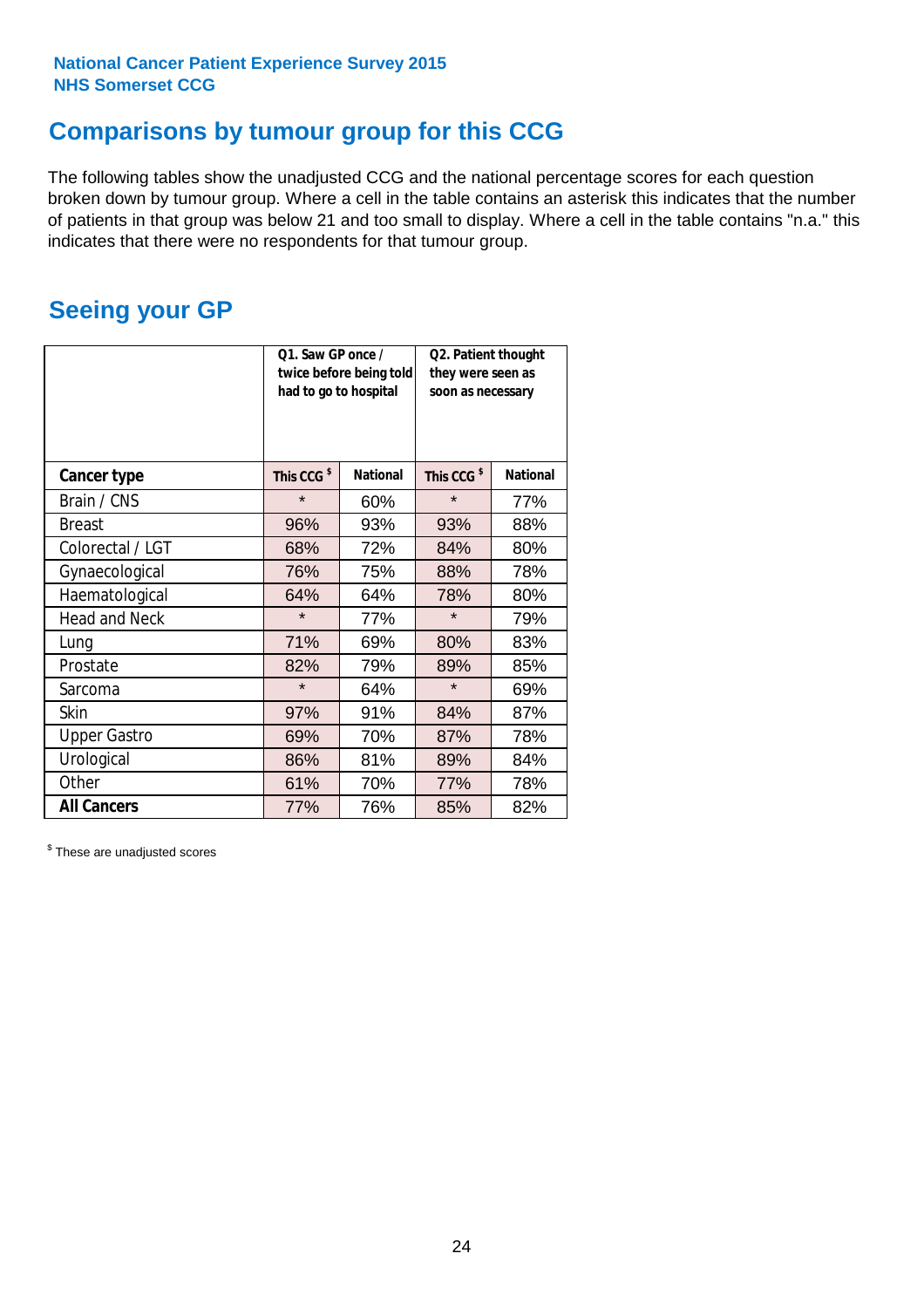National Cancer Patient Experience Survey 2015
NHS Somerset CCG

# Comparisons by tumour group for this CCG

The following tables show the unadjusted CCG and the national percentage scores for each question broken down by tumour group. Where a cell in the table contains an asterisk this indicates that the number of patients in that group was below 21 and too small to display. Where a cell in the table contains "n.a." this indicates that there were no respondents for that tumour group.

## Seeing your GP

| | Q1. Saw GP once / twice before being told had to go to hospital | | Q2. Patient thought they were seen as soon as necessary | |
|---|---|---|---|---|
| **Cancer type** | This CCG $ | National | This CCG $ | National |
| Brain / CNS | * | 60% | * | 77% |
| Breast | 96% | 93% | 93% | 88% |
| Colorectal / LGT | 68% | 72% | 84% | 80% |
| Gynaecological | 76% | 75% | 88% | 78% |
| Haematological | 64% | 64% | 78% | 80% |
| Head and Neck | * | 77% | * | 79% |
| Lung | 71% | 69% | 80% | 83% |
| Prostate | 82% | 79% | 89% | 85% |
| Sarcoma | * | 64% | * | 69% |
| Skin | 97% | 91% | 84% | 87% |
| Upper Gastro | 69% | 70% | 87% | 78% |
| Urological | 86% | 81% | 89% | 84% |
| Other | 61% | 70% | 77% | 78% |
| **All Cancers** | 77% | 76% | 85% | 82% |

$ These are unadjusted scores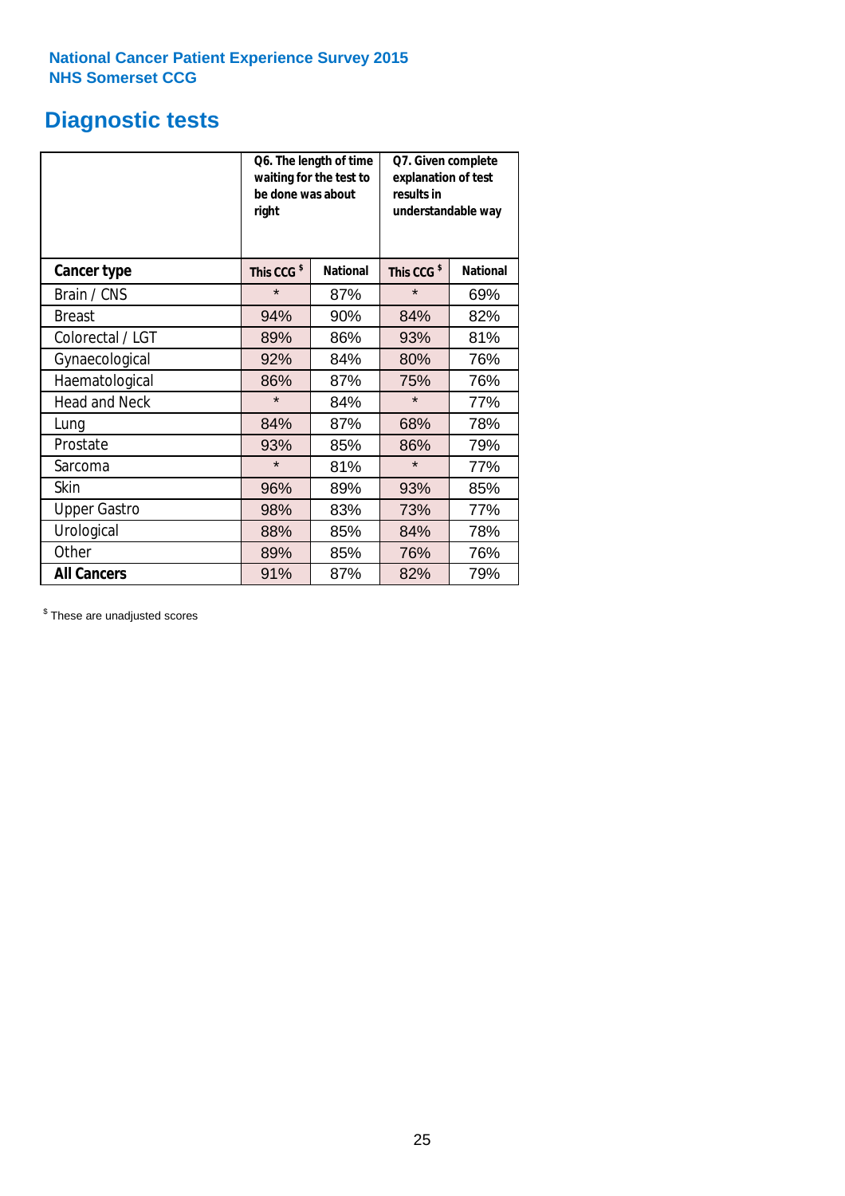National Cancer Patient Experience Survey 2015
NHS Somerset CCG

## Diagnostic tests

| | Q6. The length of time waiting for the test to be done was about right | | Q7. Given complete explanation of test results in understandable way | |
|---|---|---|---|---|
| **Cancer type** | **This CCG $** | **National** | **This CCG $** | **National** |
| Brain / CNS | * | 87% | * | 69% |
| Breast | 94% | 90% | 84% | 82% |
| Colorectal / LGT | 89% | 86% | 93% | 81% |
| Gynaecological | 92% | 84% | 80% | 76% |
| Haematological | 86% | 87% | 75% | 76% |
| Head and Neck | * | 84% | * | 77% |
| Lung | 84% | 87% | 68% | 78% |
| Prostate | 93% | 85% | 86% | 79% |
| Sarcoma | * | 81% | * | 77% |
| Skin | 96% | 89% | 93% | 85% |
| Upper Gastro | 98% | 83% | 73% | 77% |
| Urological | 88% | 85% | 84% | 78% |
| Other | 89% | 85% | 76% | 76% |
| **All Cancers** | 91% | 87% | 82% | 79% |

$ These are unadjusted scores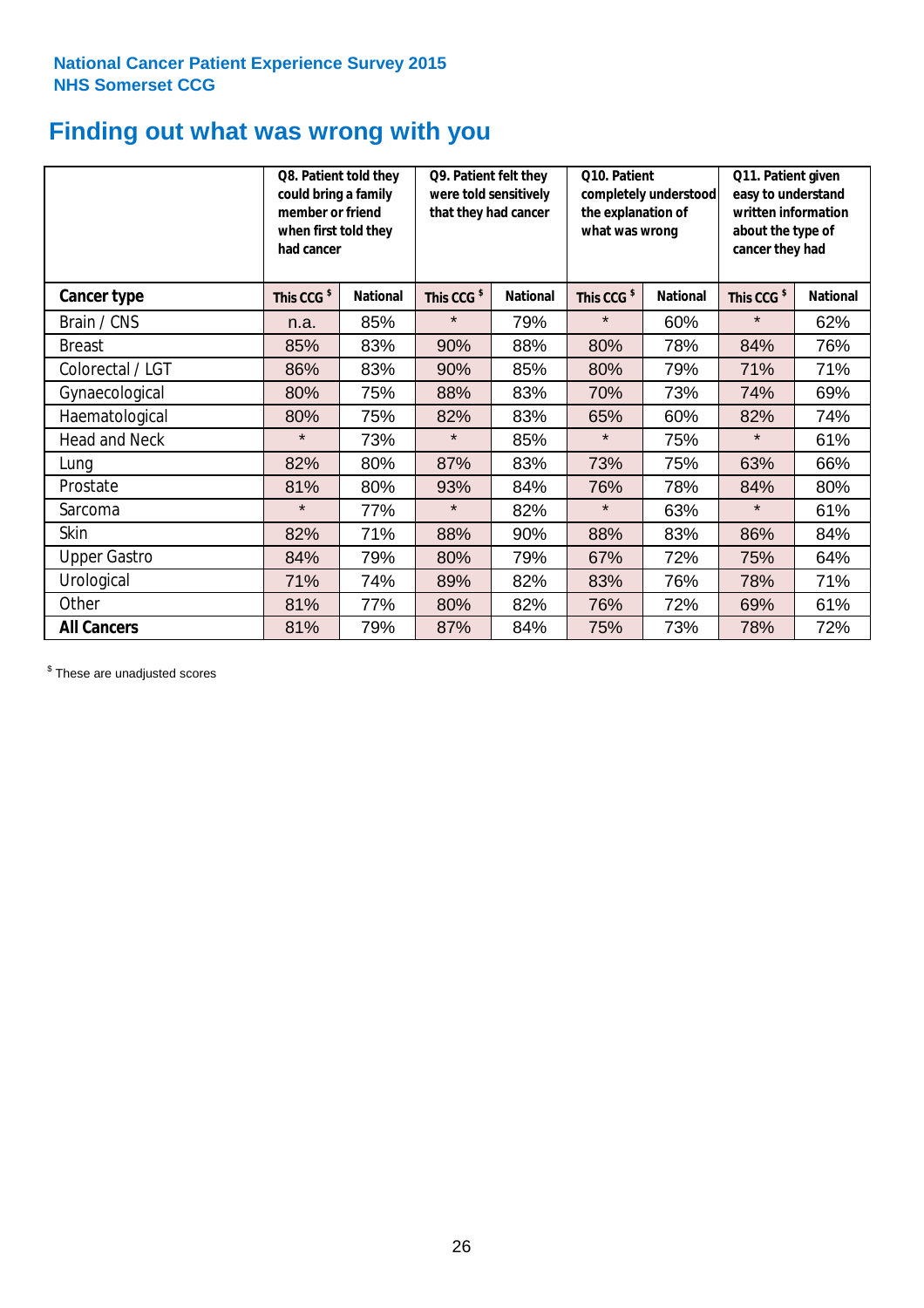National Cancer Patient Experience Survey 2015
NHS Somerset CCG

# Finding out what was wrong with you

| | Q8. Patient told they could bring a family member or friend when first told they had cancer | | Q9. Patient felt they were told sensitively that they had cancer | | Q10. Patient completely understood the explanation of what was wrong | | Q11. Patient given easy to understand written information about the type of cancer they had | |
|---|---|---|---|---|---|---|---|---|
| **Cancer type** | **This CCG $** | **National** | **This CCG $** | **National** | **This CCG $** | **National** | **This CCG $** | **National** |
| Brain / CNS | n.a. | 85% | * | 79% | * | 60% | * | 62% |
| Breast | 85% | 83% | 90% | 88% | 80% | 78% | 84% | 76% |
| Colorectal / LGT | 86% | 83% | 90% | 85% | 80% | 79% | 71% | 71% |
| Gynaecological | 80% | 75% | 88% | 83% | 70% | 73% | 74% | 69% |
| Haematological | 80% | 75% | 82% | 83% | 65% | 60% | 82% | 74% |
| Head and Neck | * | 73% | * | 85% | * | 75% | * | 61% |
| Lung | 82% | 80% | 87% | 83% | 73% | 75% | 63% | 66% |
| Prostate | 81% | 80% | 93% | 84% | 76% | 78% | 84% | 80% |
| Sarcoma | * | 77% | * | 82% | * | 63% | * | 61% |
| Skin | 82% | 71% | 88% | 90% | 88% | 83% | 86% | 84% |
| Upper Gastro | 84% | 79% | 80% | 79% | 67% | 72% | 75% | 64% |
| Urological | 71% | 74% | 89% | 82% | 83% | 76% | 78% | 71% |
| Other | 81% | 77% | 80% | 82% | 76% | 72% | 69% | 61% |
| **All Cancers** | 81% | 79% | 87% | 84% | 75% | 73% | 78% | 72% |

$ These are unadjusted scores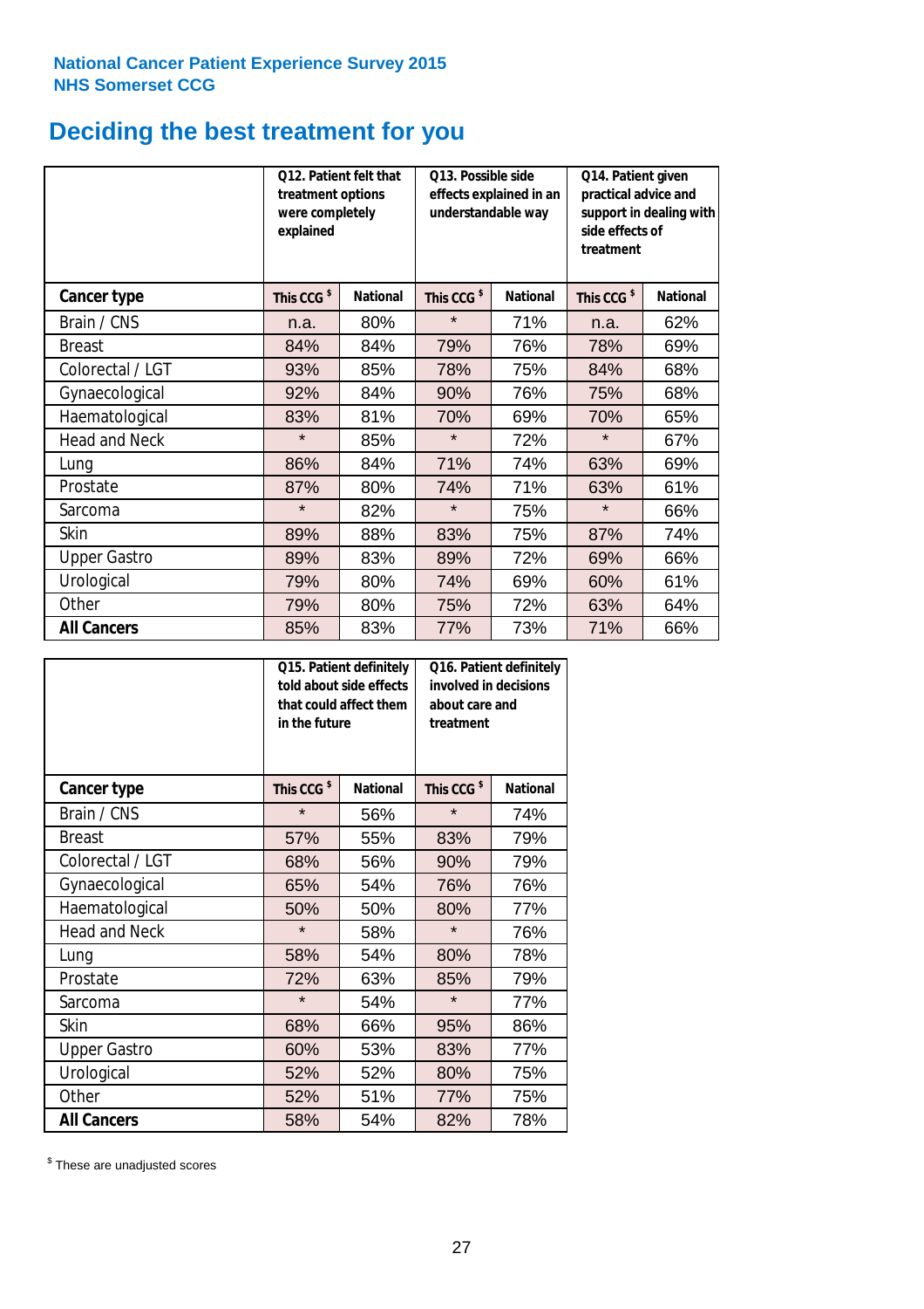National Cancer Patient Experience Survey 2015
NHS Somerset CCG

# Deciding the best treatment for you

| | Q12. Patient felt that treatment options were completely explained | | Q13. Possible side effects explained in an understandable way | | Q14. Patient given practical advice and support in dealing with side effects of treatment | |
|---|---|---|---|---|---|---|
| **Cancer type** | **This CCG $** | **National** | **This CCG $** | **National** | **This CCG $** | **National** |
| Brain / CNS | n.a. | 80% | * | 71% | n.a. | 62% |
| Breast | 84% | 84% | 79% | 76% | 78% | 69% |
| Colorectal / LGT | 93% | 85% | 78% | 75% | 84% | 68% |
| Gynaecological | 92% | 84% | 90% | 76% | 75% | 68% |
| Haematological | 83% | 81% | 70% | 69% | 70% | 65% |
| Head and Neck | * | 85% | * | 72% | * | 67% |
| Lung | 86% | 84% | 71% | 74% | 63% | 69% |
| Prostate | 87% | 80% | 74% | 71% | 63% | 61% |
| Sarcoma | * | 82% | * | 75% | * | 66% |
| Skin | 89% | 88% | 83% | 75% | 87% | 74% |
| Upper Gastro | 89% | 83% | 89% | 72% | 69% | 66% |
| Urological | 79% | 80% | 74% | 69% | 60% | 61% |
| Other | 79% | 80% | 75% | 72% | 63% | 64% |
| **All Cancers** | 85% | 83% | 77% | 73% | 71% | 66% |

| | Q15. Patient definitely told about side effects that could affect them in the future | | Q16. Patient definitely involved in decisions about care and treatment | |
|---|---|---|---|---|
| **Cancer type** | **This CCG $** | **National** | **This CCG $** | **National** |
| Brain / CNS | * | 56% | * | 74% |
| Breast | 57% | 55% | 83% | 79% |
| Colorectal / LGT | 68% | 56% | 90% | 79% |
| Gynaecological | 65% | 54% | 76% | 76% |
| Haematological | 50% | 50% | 80% | 77% |
| Head and Neck | * | 58% | * | 76% |
| Lung | 58% | 54% | 80% | 78% |
| Prostate | 72% | 63% | 85% | 79% |
| Sarcoma | * | 54% | * | 77% |
| Skin | 68% | 66% | 95% | 86% |
| Upper Gastro | 60% | 53% | 83% | 77% |
| Urological | 52% | 52% | 80% | 75% |
| Other | 52% | 51% | 77% | 75% |
| **All Cancers** | 58% | 54% | 82% | 78% |

$ These are unadjusted scores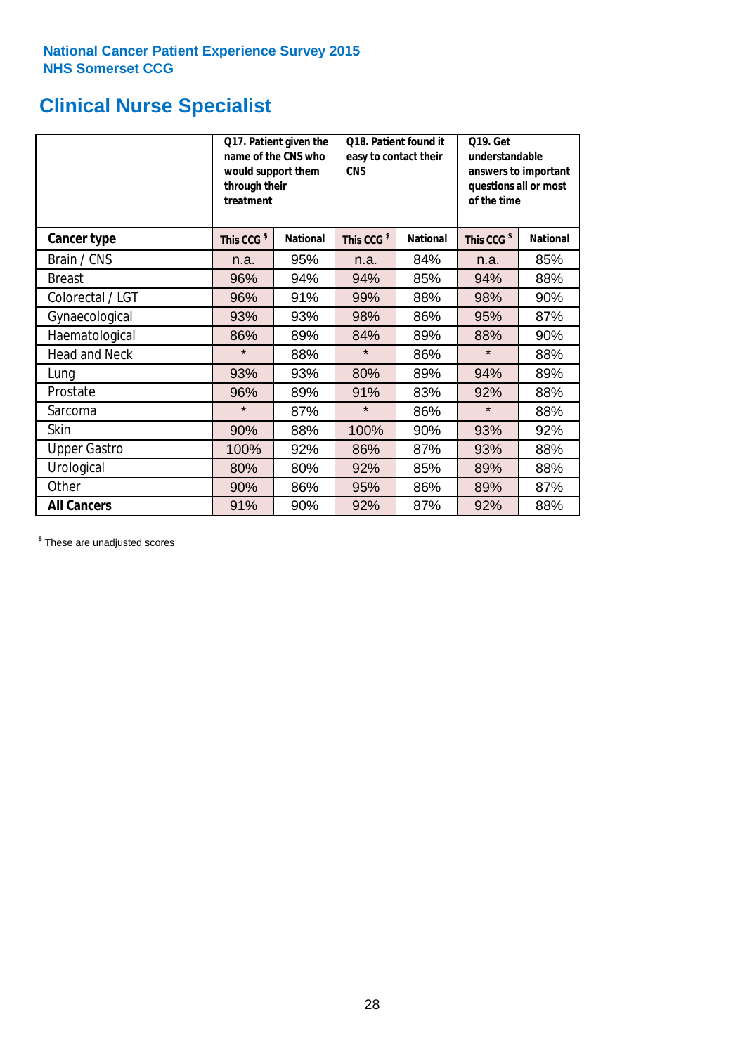National Cancer Patient Experience Survey 2015
NHS Somerset CCG

# Clinical Nurse Specialist

| | Q17. Patient given the name of the CNS who would support them through their treatment | | Q18. Patient found it easy to contact their CNS | | Q19. Get understandable answers to important questions all or most of the time | |
|---|---|---|---|---|---|---|
| **Cancer type** | **This CCG $** | **National** | **This CCG $** | **National** | **This CCG $** | **National** |
| Brain / CNS | n.a. | 95% | n.a. | 84% | n.a. | 85% |
| Breast | 96% | 94% | 94% | 85% | 94% | 88% |
| Colorectal / LGT | 96% | 91% | 99% | 88% | 98% | 90% |
| Gynaecological | 93% | 93% | 98% | 86% | 95% | 87% |
| Haematological | 86% | 89% | 84% | 89% | 88% | 90% |
| Head and Neck | * | 88% | * | 86% | * | 88% |
| Lung | 93% | 93% | 80% | 89% | 94% | 89% |
| Prostate | 96% | 89% | 91% | 83% | 92% | 88% |
| Sarcoma | * | 87% | * | 86% | * | 88% |
| Skin | 90% | 88% | 100% | 90% | 93% | 92% |
| Upper Gastro | 100% | 92% | 86% | 87% | 93% | 88% |
| Urological | 80% | 80% | 92% | 85% | 89% | 88% |
| Other | 90% | 86% | 95% | 86% | 89% | 87% |
| **All Cancers** | 91% | 90% | 92% | 87% | 92% | 88% |

$ These are unadjusted scores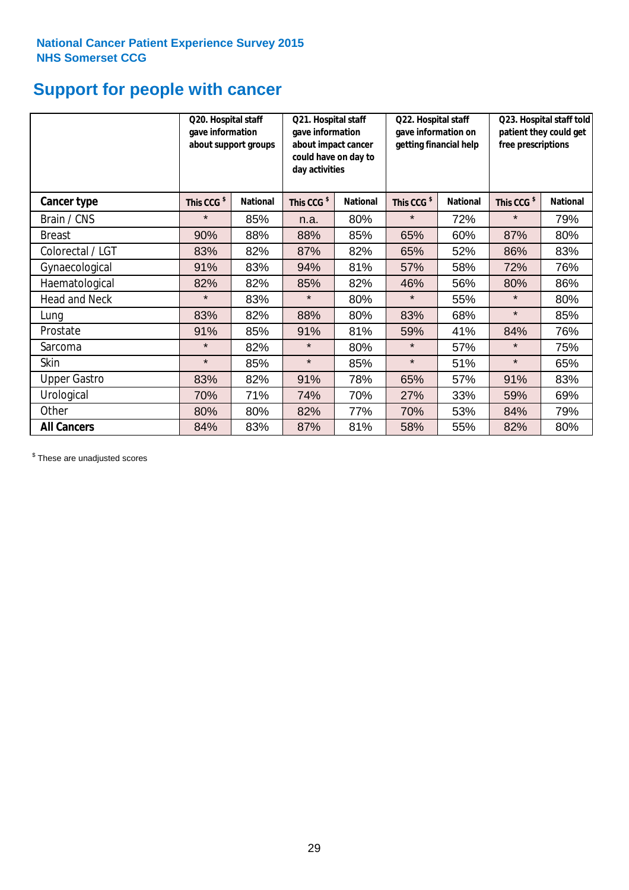National Cancer Patient Experience Survey 2015
NHS Somerset CCG

# Support for people with cancer

| | Q20. Hospital staff gave information about support groups | | Q21. Hospital staff gave information about impact cancer could have on day to day activities | | Q22. Hospital staff gave information on getting financial help | | Q23. Hospital staff told patient they could get free prescriptions | |
|---|---|---|---|---|---|---|---|---|
| **Cancer type** | **This CCG $** | **National** | **This CCG $** | **National** | **This CCG $** | **National** | **This CCG $** | **National** |
| Brain / CNS | * | 85% | n.a. | 80% | * | 72% | * | 79% |
| Breast | 90% | 88% | 88% | 85% | 65% | 60% | 87% | 80% |
| Colorectal / LGT | 83% | 82% | 87% | 82% | 65% | 52% | 86% | 83% |
| Gynaecological | 91% | 83% | 94% | 81% | 57% | 58% | 72% | 76% |
| Haematological | 82% | 82% | 85% | 82% | 46% | 56% | 80% | 86% |
| Head and Neck | * | 83% | * | 80% | * | 55% | * | 80% |
| Lung | 83% | 82% | 88% | 80% | 83% | 68% | * | 85% |
| Prostate | 91% | 85% | 91% | 81% | 59% | 41% | 84% | 76% |
| Sarcoma | * | 82% | * | 80% | * | 57% | * | 75% |
| Skin | * | 85% | * | 85% | * | 51% | * | 65% |
| Upper Gastro | 83% | 82% | 91% | 78% | 65% | 57% | 91% | 83% |
| Urological | 70% | 71% | 74% | 70% | 27% | 33% | 59% | 69% |
| Other | 80% | 80% | 82% | 77% | 70% | 53% | 84% | 79% |
| **All Cancers** | 84% | 83% | 87% | 81% | 58% | 55% | 82% | 80% |

$ These are unadjusted scores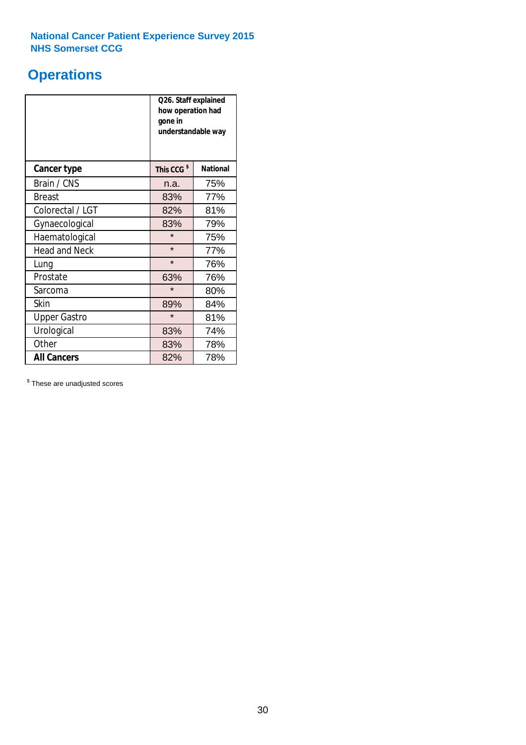National Cancer Patient Experience Survey 2015
NHS Somerset CCG

# Operations

| | Q26. Staff explained how operation had gone in understandable way | |
|---|---|---|
| **Cancer type** | **This CCG $** | **National** |
| Brain / CNS | n.a. | 75% |
| Breast | 83% | 77% |
| Colorectal / LGT | 82% | 81% |
| Gynaecological | 83% | 79% |
| Haematological | * | 75% |
| Head and Neck | * | 77% |
| Lung | * | 76% |
| Prostate | 63% | 76% |
| Sarcoma | * | 80% |
| Skin | 89% | 84% |
| Upper Gastro | * | 81% |
| Urological | 83% | 74% |
| Other | 83% | 78% |
| **All Cancers** | 82% | 78% |

$ These are unadjusted scores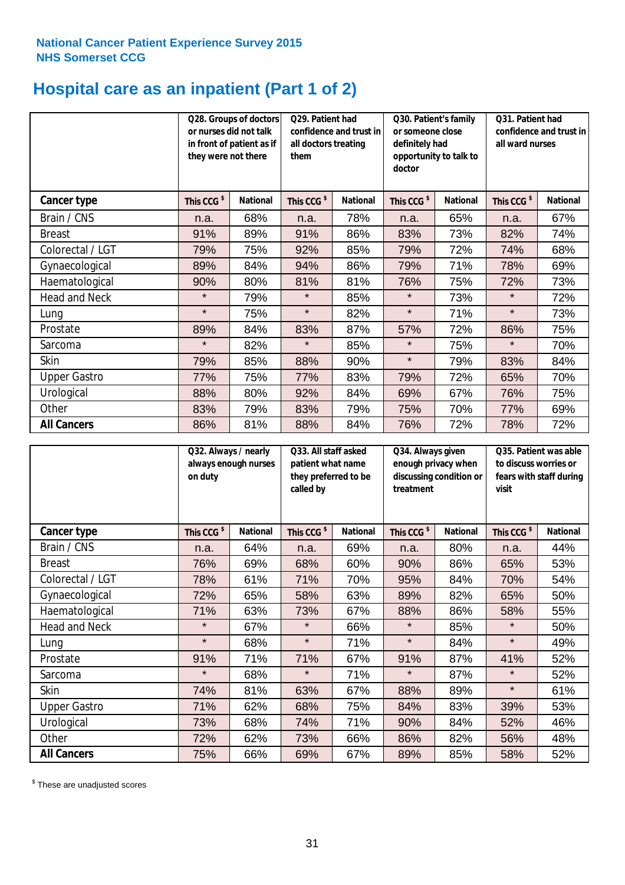National Cancer Patient Experience Survey 2015
NHS Somerset CCG

# Hospital care as an inpatient (Part 1 of 2)

| | Q28. Groups of doctors or nurses did not talk in front of patient as if they were not there | | Q29. Patient had confidence and trust in all doctors treating them | | Q30. Patient's family or someone close definitely had opportunity to talk to doctor | | Q31. Patient had confidence and trust in all ward nurses | |
|---|---|---|---|---|---|---|---|---|
| **Cancer type** | This CCG $ | National | This CCG $ | National | This CCG $ | National | This CCG $ | National |
| Brain / CNS | n.a. | 68% | n.a. | 78% | n.a. | 65% | n.a. | 67% |
| Breast | 91% | 89% | 91% | 86% | 83% | 73% | 82% | 74% |
| Colorectal / LGT | 79% | 75% | 92% | 85% | 79% | 72% | 74% | 68% |
| Gynaecological | 89% | 84% | 94% | 86% | 79% | 71% | 78% | 69% |
| Haematological | 90% | 80% | 81% | 81% | 76% | 75% | 72% | 73% |
| Head and Neck | * | 79% | * | 85% | * | 73% | * | 72% |
| Lung | * | 75% | * | 82% | * | 71% | * | 73% |
| Prostate | 89% | 84% | 83% | 87% | 57% | 72% | 86% | 75% |
| Sarcoma | * | 82% | * | 85% | * | 75% | * | 70% |
| Skin | 79% | 85% | 88% | 90% | * | 79% | 83% | 84% |
| Upper Gastro | 77% | 75% | 77% | 83% | 79% | 72% | 65% | 70% |
| Urological | 88% | 80% | 92% | 84% | 69% | 67% | 76% | 75% |
| Other | 83% | 79% | 83% | 79% | 75% | 70% | 77% | 69% |
| **All Cancers** | 86% | 81% | 88% | 84% | 76% | 72% | 78% | 72% |

| | Q32. Always / nearly always enough nurses on duty | | Q33. All staff asked patient what name they preferred to be called by | | Q34. Always given enough privacy when discussing condition or treatment | | Q35. Patient was able to discuss worries or fears with staff during visit | |
|---|---|---|---|---|---|---|---|---|
| **Cancer type** | This CCG $ | National | This CCG $ | National | This CCG $ | National | This CCG $ | National |
| Brain / CNS | n.a. | 64% | n.a. | 69% | n.a. | 80% | n.a. | 44% |
| Breast | 76% | 69% | 68% | 60% | 90% | 86% | 65% | 53% |
| Colorectal / LGT | 78% | 61% | 71% | 70% | 95% | 84% | 70% | 54% |
| Gynaecological | 72% | 65% | 58% | 63% | 89% | 82% | 65% | 50% |
| Haematological | 71% | 63% | 73% | 67% | 88% | 86% | 58% | 55% |
| Head and Neck | * | 67% | * | 66% | * | 85% | * | 50% |
| Lung | * | 68% | * | 71% | * | 84% | * | 49% |
| Prostate | 91% | 71% | 71% | 67% | 91% | 87% | 41% | 52% |
| Sarcoma | * | 68% | * | 71% | * | 87% | * | 52% |
| Skin | 74% | 81% | 63% | 67% | 88% | 89% | * | 61% |
| Upper Gastro | 71% | 62% | 68% | 75% | 84% | 83% | 39% | 53% |
| Urological | 73% | 68% | 74% | 71% | 90% | 84% | 52% | 46% |
| Other | 72% | 62% | 73% | 66% | 86% | 82% | 56% | 48% |
| **All Cancers** | 75% | 66% | 69% | 67% | 89% | 85% | 58% | 52% |

$ These are unadjusted scores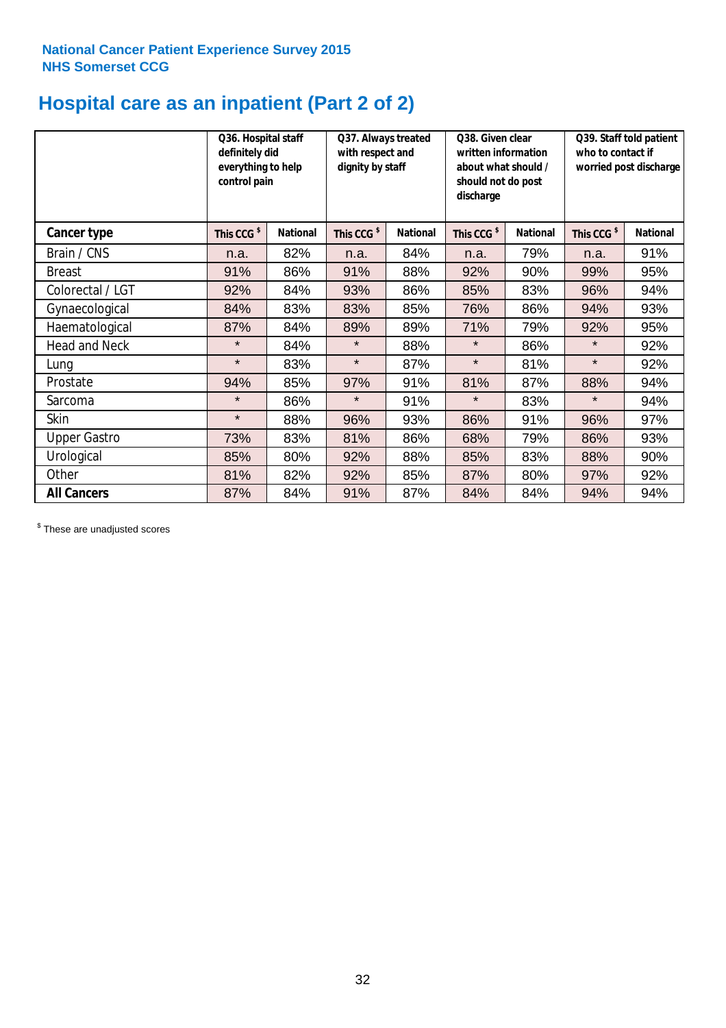National Cancer Patient Experience Survey 2015
NHS Somerset CCG

# Hospital care as an inpatient (Part 2 of 2)

| | Q36. Hospital staff definitely did everything to help control pain | | Q37. Always treated with respect and dignity by staff | | Q38. Given clear written information about what should / should not do post discharge | | Q39. Staff told patient who to contact if worried post discharge | |
|---|---|---|---|---|---|---|---|---|
| **Cancer type** | This CCG $ | National | This CCG $ | National | This CCG $ | National | This CCG $ | National |
| Brain / CNS | n.a. | 82% | n.a. | 84% | n.a. | 79% | n.a. | 91% |
| Breast | 91% | 86% | 91% | 88% | 92% | 90% | 99% | 95% |
| Colorectal / LGT | 92% | 84% | 93% | 86% | 85% | 83% | 96% | 94% |
| Gynaecological | 84% | 83% | 83% | 85% | 76% | 86% | 94% | 93% |
| Haematological | 87% | 84% | 89% | 89% | 71% | 79% | 92% | 95% |
| Head and Neck | * | 84% | * | 88% | * | 86% | * | 92% |
| Lung | * | 83% | * | 87% | * | 81% | * | 92% |
| Prostate | 94% | 85% | 97% | 91% | 81% | 87% | 88% | 94% |
| Sarcoma | * | 86% | * | 91% | * | 83% | * | 94% |
| Skin | * | 88% | 96% | 93% | 86% | 91% | 96% | 97% |
| Upper Gastro | 73% | 83% | 81% | 86% | 68% | 79% | 86% | 93% |
| Urological | 85% | 80% | 92% | 88% | 85% | 83% | 88% | 90% |
| Other | 81% | 82% | 92% | 85% | 87% | 80% | 97% | 92% |
| **All Cancers** | 87% | 84% | 91% | 87% | 84% | 84% | 94% | 94% |

$ These are unadjusted scores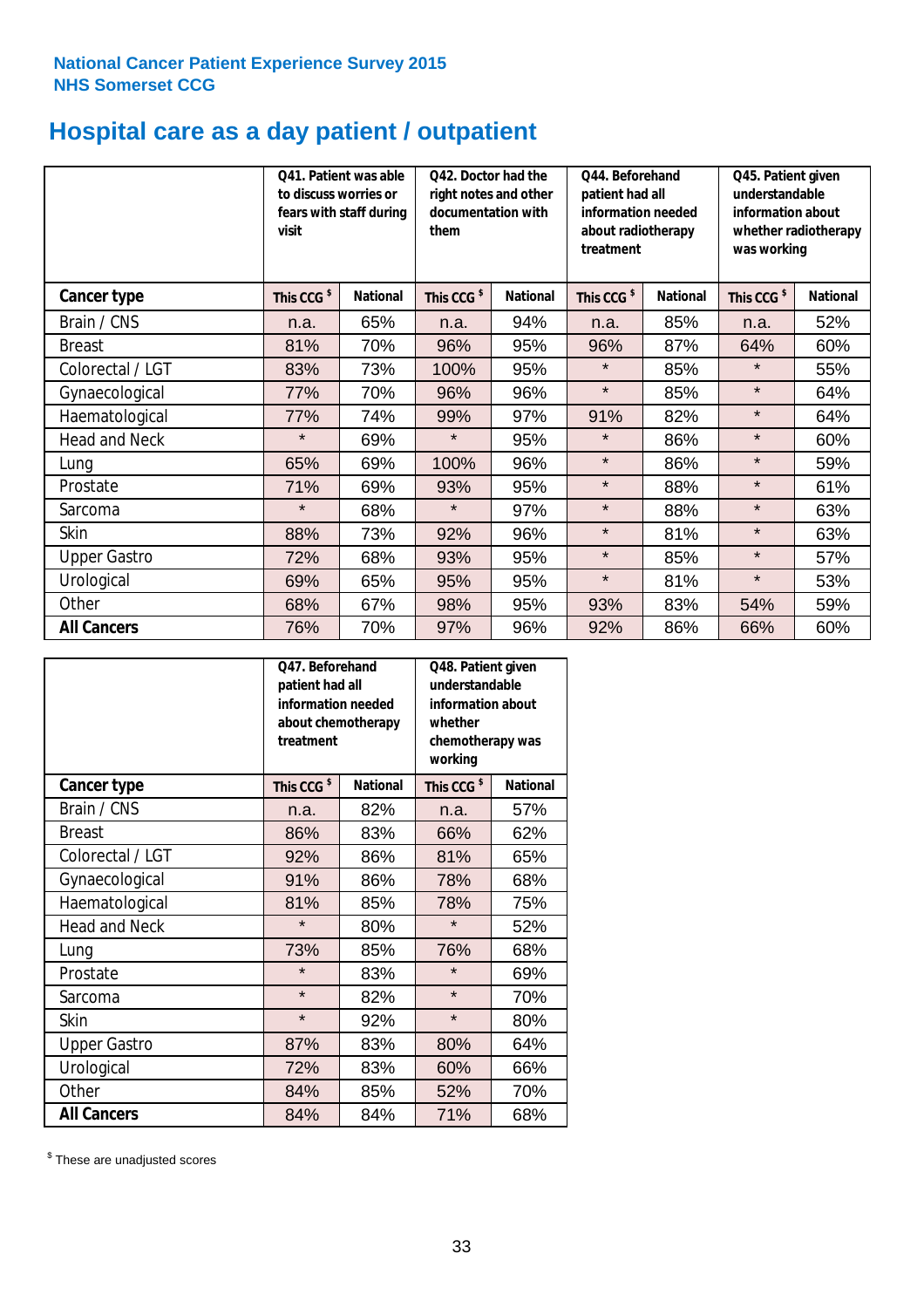**National Cancer Patient Experience Survey 2015**
**NHS Somerset CCG**

# Hospital care as a day patient / outpatient

| | Q41. Patient was able to discuss worries or fears with staff during visit | | Q42. Doctor had the right notes and other documentation with them | | Q44. Beforehand patient had all information needed about radiotherapy treatment | | Q45. Patient given understandable information about whether radiotherapy was working | |
|---|---|---|---|---|---|---|---|---|
| **Cancer type** | **This CCG $** | **National** | **This CCG $** | **National** | **This CCG $** | **National** | **This CCG $** | **National** |
| Brain / CNS | n.a. | 65% | n.a. | 94% | n.a. | 85% | n.a. | 52% |
| Breast | 81% | 70% | 96% | 95% | 96% | 87% | 64% | 60% |
| Colorectal / LGT | 83% | 73% | 100% | 95% | * | 85% | * | 55% |
| Gynaecological | 77% | 70% | 96% | 96% | * | 85% | * | 64% |
| Haematological | 77% | 74% | 99% | 97% | 91% | 82% | * | 64% |
| Head and Neck | * | 69% | * | 95% | * | 86% | * | 60% |
| Lung | 65% | 69% | 100% | 96% | * | 86% | * | 59% |
| Prostate | 71% | 69% | 93% | 95% | * | 88% | * | 61% |
| Sarcoma | * | 68% | * | 97% | * | 88% | * | 63% |
| Skin | 88% | 73% | 92% | 96% | * | 81% | * | 63% |
| Upper Gastro | 72% | 68% | 93% | 95% | * | 85% | * | 57% |
| Urological | 69% | 65% | 95% | 95% | * | 81% | * | 53% |
| Other | 68% | 67% | 98% | 95% | 93% | 83% | 54% | 59% |
| **All Cancers** | 76% | 70% | 97% | 96% | 92% | 86% | 66% | 60% |

| | Q47. Beforehand patient had all information needed about chemotherapy treatment | | Q48. Patient given understandable information about whether chemotherapy was working | |
|---|---|---|---|---|
| **Cancer type** | **This CCG $** | **National** | **This CCG $** | **National** |
| Brain / CNS | n.a. | 82% | n.a. | 57% |
| Breast | 86% | 83% | 66% | 62% |
| Colorectal / LGT | 92% | 86% | 81% | 65% |
| Gynaecological | 91% | 86% | 78% | 68% |
| Haematological | 81% | 85% | 78% | 75% |
| Head and Neck | * | 80% | * | 52% |
| Lung | 73% | 85% | 76% | 68% |
| Prostate | * | 83% | * | 69% |
| Sarcoma | * | 82% | * | 70% |
| Skin | * | 92% | * | 80% |
| Upper Gastro | 87% | 83% | 80% | 64% |
| Urological | 72% | 83% | 60% | 66% |
| Other | 84% | 85% | 52% | 70% |
| **All Cancers** | 84% | 84% | 71% | 68% |

$ These are unadjusted scores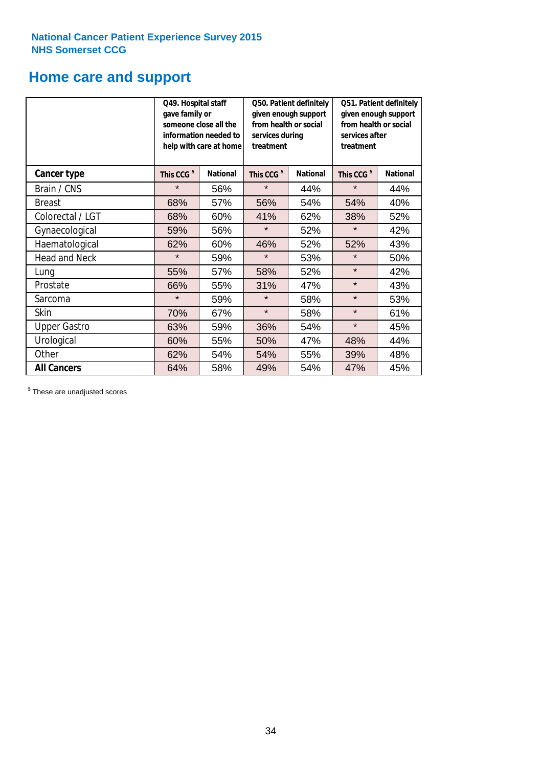National Cancer Patient Experience Survey 2015
NHS Somerset CCG

## Home care and support

| | Q49. Hospital staff gave family or someone close all the information needed to help with care at home | | Q50. Patient definitely given enough support from health or social services during treatment | | Q51. Patient definitely given enough support from health or social services after treatment | |
|---|---|---|---|---|---|---|
| **Cancer type** | **This CCG $** | **National** | **This CCG $** | **National** | **This CCG $** | **National** |
| Brain / CNS | * | 56% | * | 44% | * | 44% |
| Breast | 68% | 57% | 56% | 54% | 54% | 40% |
| Colorectal / LGT | 68% | 60% | 41% | 62% | 38% | 52% |
| Gynaecological | 59% | 56% | * | 52% | * | 42% |
| Haematological | 62% | 60% | 46% | 52% | 52% | 43% |
| Head and Neck | * | 59% | * | 53% | * | 50% |
| Lung | 55% | 57% | 58% | 52% | * | 42% |
| Prostate | 66% | 55% | 31% | 47% | * | 43% |
| Sarcoma | * | 59% | * | 58% | * | 53% |
| Skin | 70% | 67% | * | 58% | * | 61% |
| Upper Gastro | 63% | 59% | 36% | 54% | * | 45% |
| Urological | 60% | 55% | 50% | 47% | 48% | 44% |
| Other | 62% | 54% | 54% | 55% | 39% | 48% |
| **All Cancers** | 64% | 58% | 49% | 54% | 47% | 45% |

$ These are unadjusted scores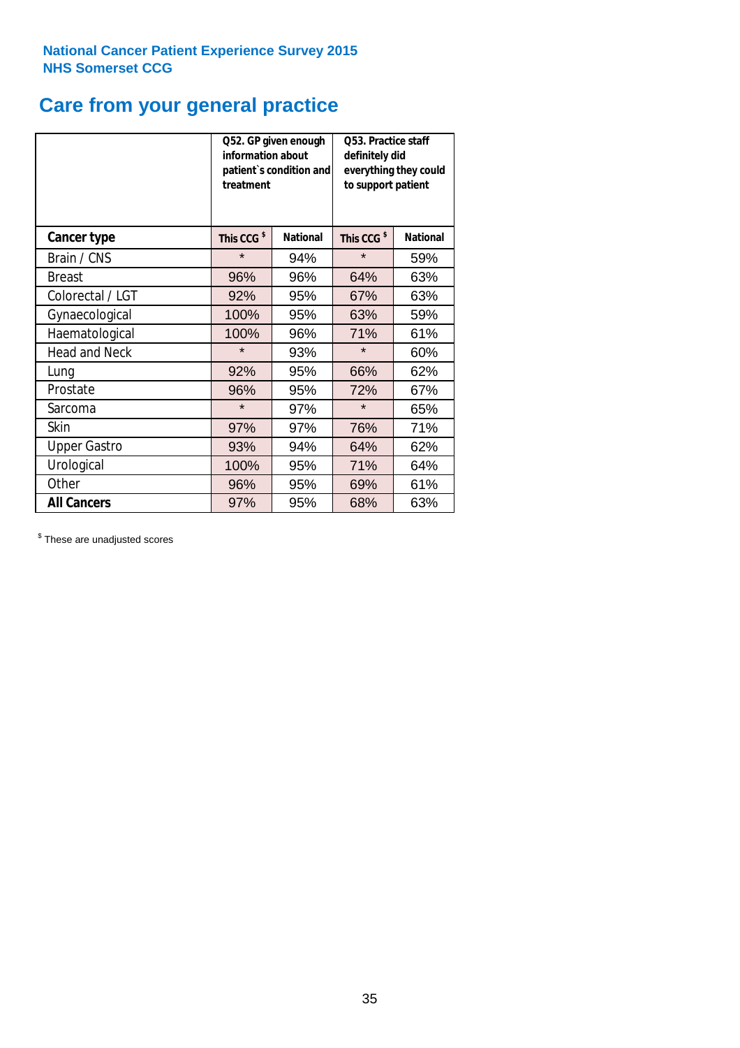National Cancer Patient Experience Survey 2015
NHS Somerset CCG

# Care from your general practice

| | Q52. GP given enough information about patient`s condition and treatment | | Q53. Practice staff definitely did everything they could to support patient | |
|---|---|---|---|---|
| **Cancer type** | **This CCG $** | **National** | **This CCG $** | **National** |
| Brain / CNS | * | 94% | * | 59% |
| Breast | 96% | 96% | 64% | 63% |
| Colorectal / LGT | 92% | 95% | 67% | 63% |
| Gynaecological | 100% | 95% | 63% | 59% |
| Haematological | 100% | 96% | 71% | 61% |
| Head and Neck | * | 93% | * | 60% |
| Lung | 92% | 95% | 66% | 62% |
| Prostate | 96% | 95% | 72% | 67% |
| Sarcoma | * | 97% | * | 65% |
| Skin | 97% | 97% | 76% | 71% |
| Upper Gastro | 93% | 94% | 64% | 62% |
| Urological | 100% | 95% | 71% | 64% |
| Other | 96% | 95% | 69% | 61% |
| **All Cancers** | 97% | 95% | 68% | 63% |

$ These are unadjusted scores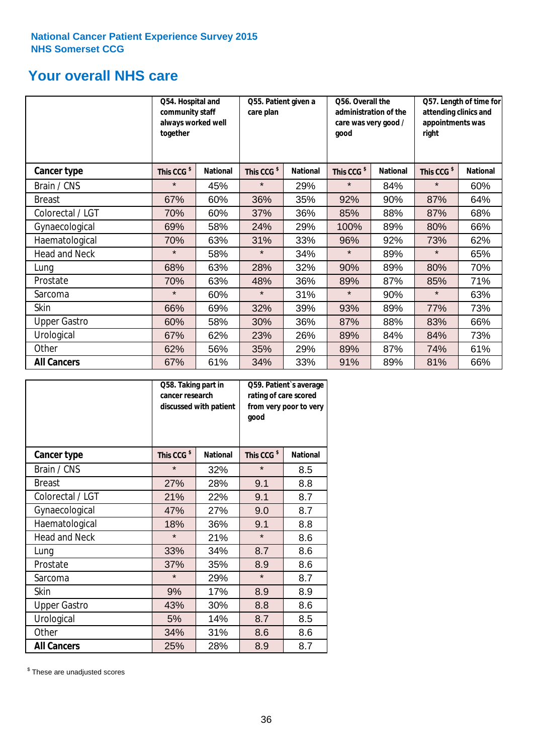**National Cancer Patient Experience Survey 2015**
**NHS Somerset CCG**

# Your overall NHS care

| | Q54. Hospital and community staff always worked well together | | Q55. Patient given a care plan | | Q56. Overall the administration of the care was very good / good | | Q57. Length of time for attending clinics and appointments was right | |
|---|---|---|---|---|---|---|---|---|
| **Cancer type** | This CCG $ | National | This CCG $ | National | This CCG $ | National | This CCG $ | National |
| Brain / CNS | * | 45% | * | 29% | * | 84% | * | 60% |
| Breast | 67% | 60% | 36% | 35% | 92% | 90% | 87% | 64% |
| Colorectal / LGT | 70% | 60% | 37% | 36% | 85% | 88% | 87% | 68% |
| Gynaecological | 69% | 58% | 24% | 29% | 100% | 89% | 80% | 66% |
| Haematological | 70% | 63% | 31% | 33% | 96% | 92% | 73% | 62% |
| Head and Neck | * | 58% | * | 34% | * | 89% | * | 65% |
| Lung | 68% | 63% | 28% | 32% | 90% | 89% | 80% | 70% |
| Prostate | 70% | 63% | 48% | 36% | 89% | 87% | 85% | 71% |
| Sarcoma | * | 60% | * | 31% | * | 90% | * | 63% |
| Skin | 66% | 69% | 32% | 39% | 93% | 89% | 77% | 73% |
| Upper Gastro | 60% | 58% | 30% | 36% | 87% | 88% | 83% | 66% |
| Urological | 67% | 62% | 23% | 26% | 89% | 84% | 84% | 73% |
| Other | 62% | 56% | 35% | 29% | 89% | 87% | 74% | 61% |
| **All Cancers** | 67% | 61% | 34% | 33% | 91% | 89% | 81% | 66% |

| | Q58. Taking part in cancer research discussed with patient | | Q59. Patient`s average rating of care scored from very poor to very good | |
|---|---|---|---|---|
| **Cancer type** | This CCG $ | National | This CCG $ | National |
| Brain / CNS | * | 32% | * | 8.5 |
| Breast | 27% | 28% | 9.1 | 8.8 |
| Colorectal / LGT | 21% | 22% | 9.1 | 8.7 |
| Gynaecological | 47% | 27% | 9.0 | 8.7 |
| Haematological | 18% | 36% | 9.1 | 8.8 |
| Head and Neck | * | 21% | * | 8.6 |
| Lung | 33% | 34% | 8.7 | 8.6 |
| Prostate | 37% | 35% | 8.9 | 8.6 |
| Sarcoma | * | 29% | * | 8.7 |
| Skin | 9% | 17% | 8.9 | 8.9 |
| Upper Gastro | 43% | 30% | 8.8 | 8.6 |
| Urological | 5% | 14% | 8.7 | 8.5 |
| Other | 34% | 31% | 8.6 | 8.6 |
| **All Cancers** | 25% | 28% | 8.9 | 8.7 |

$ These are unadjusted scores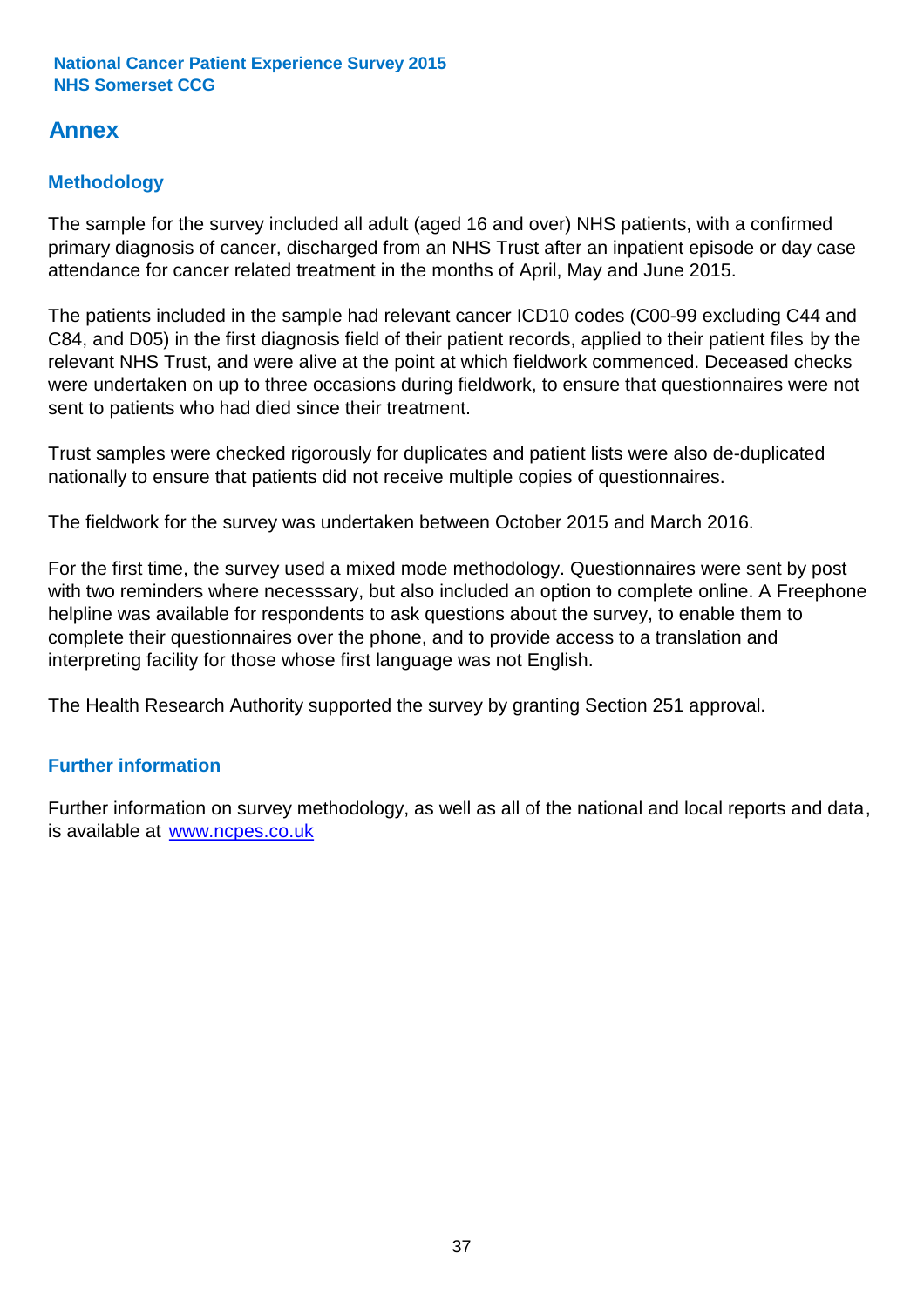## Annex

### Methodology

The sample for the survey included all adult (aged 16 and over) NHS patients, with a confirmed primary diagnosis of cancer, discharged from an NHS Trust after an inpatient episode or day case attendance for cancer related treatment in the months of April, May and June 2015.

The patients included in the sample had relevant cancer ICD10 codes (C00-99 excluding C44 and C84, and D05) in the first diagnosis field of their patient records, applied to their patient files by the relevant NHS Trust, and were alive at the point at which fieldwork commenced. Deceased checks were undertaken on up to three occasions during fieldwork, to ensure that questionnaires were not sent to patients who had died since their treatment.

Trust samples were checked rigorously for duplicates and patient lists were also de-duplicated nationally to ensure that patients did not receive multiple copies of questionnaires.

The fieldwork for the survey was undertaken between October 2015 and March 2016.

For the first time, the survey used a mixed mode methodology. Questionnaires were sent by post with two reminders where necesssary, but also included an option to complete online. A Freephone helpline was available for respondents to ask questions about the survey, to enable them to complete their questionnaires over the phone, and to provide access to a translation and interpreting facility for those whose first language was not English.

The Health Research Authority supported the survey by granting Section 251 approval.

### Further information

Further information on survey methodology, as well as all of the national and local reports and data, is available at [www.ncpes.co.uk](www.ncpes.co.uk)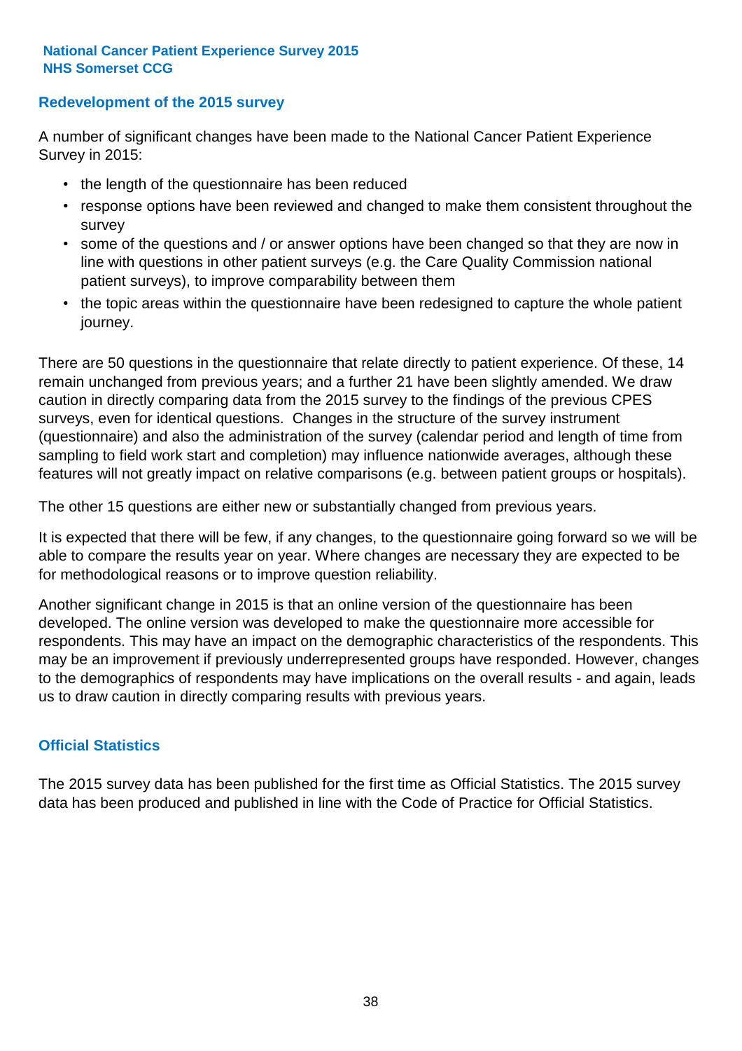## Redevelopment of the 2015 survey

A number of significant changes have been made to the National Cancer Patient Experience Survey in 2015:

- the length of the questionnaire has been reduced
- response options have been reviewed and changed to make them consistent throughout the survey
- some of the questions and / or answer options have been changed so that they are now in line with questions in other patient surveys (e.g. the Care Quality Commission national patient surveys), to improve comparability between them
- the topic areas within the questionnaire have been redesigned to capture the whole patient journey.

There are 50 questions in the questionnaire that relate directly to patient experience. Of these, 14 remain unchanged from previous years; and a further 21 have been slightly amended. We draw caution in directly comparing data from the 2015 survey to the findings of the previous CPES surveys, even for identical questions. Changes in the structure of the survey instrument (questionnaire) and also the administration of the survey (calendar period and length of time from sampling to field work start and completion) may influence nationwide averages, although these features will not greatly impact on relative comparisons (e.g. between patient groups or hospitals).

The other 15 questions are either new or substantially changed from previous years.

It is expected that there will be few, if any changes, to the questionnaire going forward so we will be able to compare the results year on year. Where changes are necessary they are expected to be for methodological reasons or to improve question reliability.

Another significant change in 2015 is that an online version of the questionnaire has been developed. The online version was developed to make the questionnaire more accessible for respondents. This may have an impact on the demographic characteristics of the respondents. This may be an improvement if previously underrepresented groups have responded. However, changes to the demographics of respondents may have implications on the overall results - and again, leads us to draw caution in directly comparing results with previous years.

## Official Statistics

The 2015 survey data has been published for the first time as Official Statistics. The 2015 survey data has been produced and published in line with the Code of Practice for Official Statistics.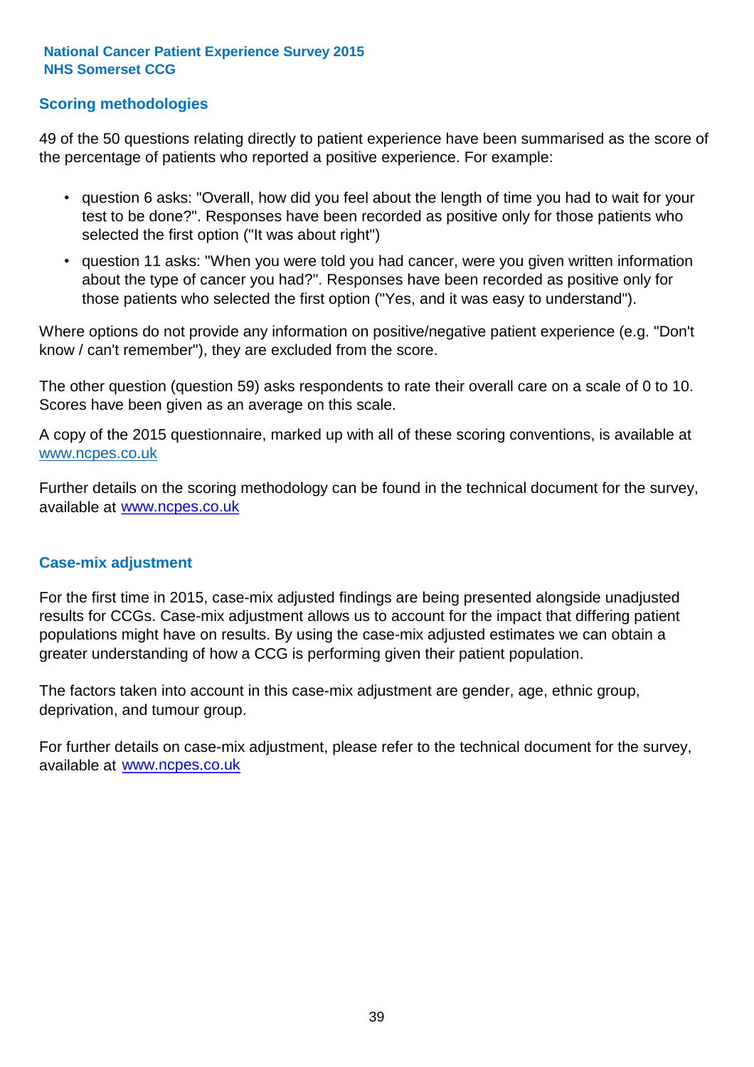## Scoring methodologies

49 of the 50 questions relating directly to patient experience have been summarised as the score of the percentage of patients who reported a positive experience. For example:

- question 6 asks: "Overall, how did you feel about the length of time you had to wait for your test to be done?". Responses have been recorded as positive only for those patients who selected the first option ("It was about right")
- question 11 asks: "When you were told you had cancer, were you given written information about the type of cancer you had?". Responses have been recorded as positive only for those patients who selected the first option ("Yes, and it was easy to understand").

Where options do not provide any information on positive/negative patient experience (e.g. "Don't know / can't remember"), they are excluded from the score.

The other question (question 59) asks respondents to rate their overall care on a scale of 0 to 10. Scores have been given as an average on this scale.

A copy of the 2015 questionnaire, marked up with all of these scoring conventions, is available at www.ncpes.co.uk

Further details on the scoring methodology can be found in the technical document for the survey, available at www.ncpes.co.uk

## Case-mix adjustment

For the first time in 2015, case-mix adjusted findings are being presented alongside unadjusted results for CCGs. Case-mix adjustment allows us to account for the impact that differing patient populations might have on results. By using the case-mix adjusted estimates we can obtain a greater understanding of how a CCG is performing given their patient population.

The factors taken into account in this case-mix adjustment are gender, age, ethnic group, deprivation, and tumour group.

For further details on case-mix adjustment, please refer to the technical document for the survey, available at www.ncpes.co.uk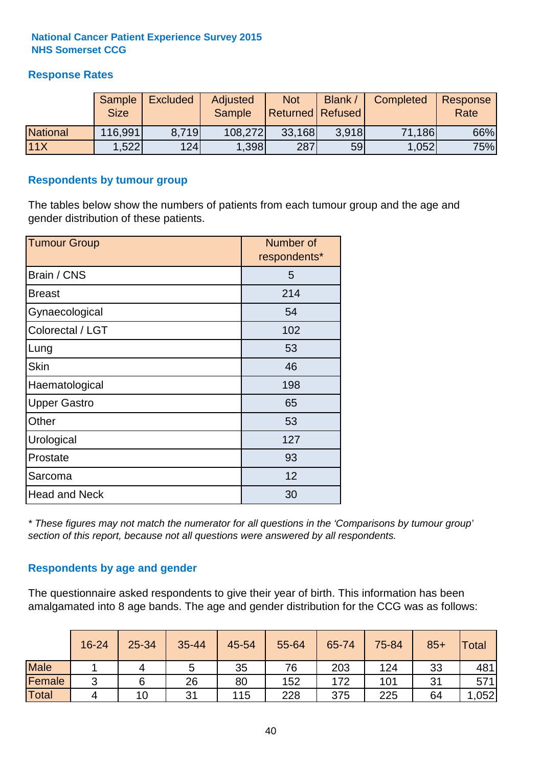# National Cancer Patient Experience Survey 2015
# NHS Somerset CCG

## Response Rates

| | Sample Size | Excluded | Adjusted Sample | Not Returned | Blank / Refused | Completed | Response Rate |
|---|---|---|---|---|---|---|---|
| National | 116,991 | 8,719 | 108,272 | 33,168 | 3,918 | 71,186 | 66% |
| 11X | 1,522 | 124 | 1,398 | 287 | 59 | 1,052 | 75% |

## Respondents by tumour group

The tables below show the numbers of patients from each tumour group and the age and gender distribution of these patients.

| Tumour Group | Number of respondents* |
|---|---|
| Brain / CNS | 5 |
| Breast | 214 |
| Gynaecological | 54 |
| Colorectal / LGT | 102 |
| Lung | 53 |
| Skin | 46 |
| Haematological | 198 |
| Upper Gastro | 65 |
| Other | 53 |
| Urological | 127 |
| Prostate | 93 |
| Sarcoma | 12 |
| Head and Neck | 30 |

*\* These figures may not match the numerator for all questions in the 'Comparisons by tumour group' section of this report, because not all questions were answered by all respondents.*

## Respondents by age and gender

The questionnaire asked respondents to give their year of birth. This information has been amalgamated into 8 age bands. The age and gender distribution for the CCG was as follows:

| | 16-24 | 25-34 | 35-44 | 45-54 | 55-64 | 65-74 | 75-84 | 85+ | Total |
|---|---|---|---|---|---|---|---|---|---|
| Male | 1 | 4 | 5 | 35 | 76 | 203 | 124 | 33 | 481 |
| Female | 3 | 6 | 26 | 80 | 152 | 172 | 101 | 31 | 571 |
| Total | 4 | 10 | 31 | 115 | 228 | 375 | 225 | 64 | 1,052 |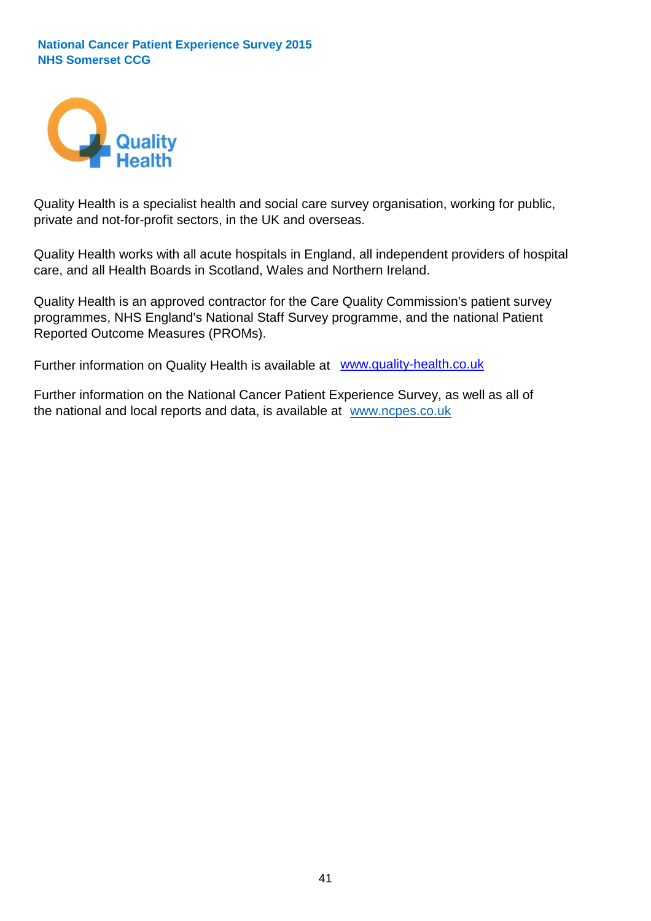**National Cancer Patient Experience Survey 2015**
**NHS Somerset CCG**

Quality Health

Quality Health is a specialist health and social care survey organisation, working for public, private and not-for-profit sectors, in the UK and overseas.

Quality Health works with all acute hospitals in England, all independent providers of hospital care, and all Health Boards in Scotland, Wales and Northern Ireland.

Quality Health is an approved contractor for the Care Quality Commission's patient survey programmes, NHS England's National Staff Survey programme, and the national Patient Reported Outcome Measures (PROMs).

Further information on Quality Health is available at [www.quality-health.co.uk](http://www.quality-health.co.uk)

Further information on the National Cancer Patient Experience Survey, as well as all of the national and local reports and data, is available at [www.ncpes.co.uk](http://www.ncpes.co.uk)